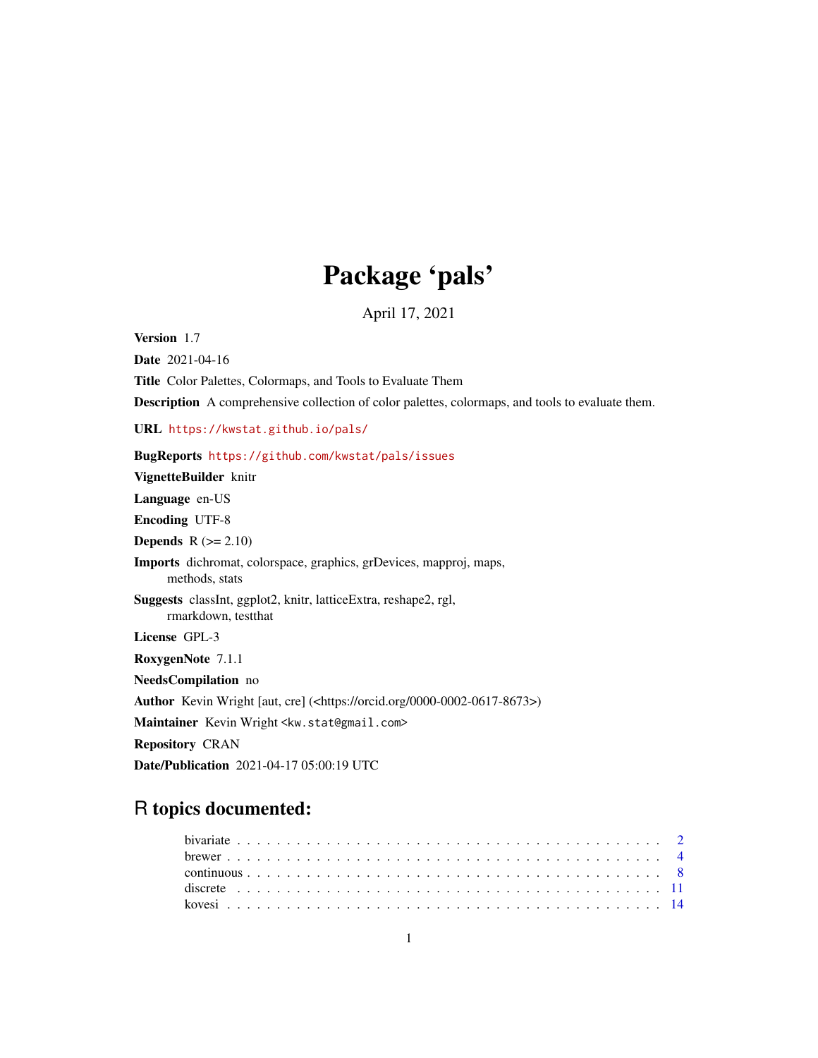# Package 'pals'

April 17, 2021

**Version** 1.7

**Date** 2021-04-16

**Title** Color Palettes, Colormaps, and Tools to Evaluate Them

**Description** A comprehensive collection of color palettes, colormaps, and tools to evaluate them.

**URL** https://kwstat.github.io/pals/

**BugReports** https://github.com/kwstat/pals/issues

**VignetteBuilder** knitr

**Language** en-US

**Encoding** UTF-8

**Depends** R (>= 2.10)

**Imports** dichromat, colorspace, graphics, grDevices, mapproj, maps, methods, stats

**Suggests** classInt, ggplot2, knitr, latticeExtra, reshape2, rgl, rmarkdown, testthat

**License** GPL-3

**RoxygenNote** 7.1.1

**NeedsCompilation** no

**Author** Kevin Wright [aut, cre] (<https://orcid.org/0000-0002-0617-8673>)

**Maintainer** Kevin Wright <kw.stat@gmail.com>

**Repository** CRAN

**Date/Publication** 2021-04-17 05:00:19 UTC

## R topics documented:

bivariate . . . . . . . . . . . . . . . . . . . . . . . . . . . . . . . . . . . . . . . . . . 2
brewer . . . . . . . . . . . . . . . . . . . . . . . . . . . . . . . . . . . . . . . . . . . 4
continuous . . . . . . . . . . . . . . . . . . . . . . . . . . . . . . . . . . . . . . . . . 8
discrete . . . . . . . . . . . . . . . . . . . . . . . . . . . . . . . . . . . . . . . . . . 11
kovesi . . . . . . . . . . . . . . . . . . . . . . . . . . . . . . . . . . . . . . . . . . . 14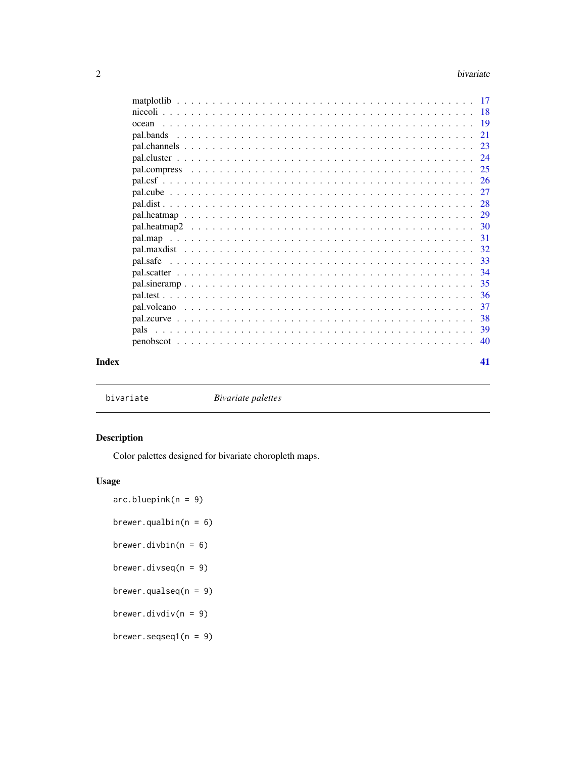matplotlib . . . . . . . . . . . . . . . . . . . . . . . . . . . . . . . . . . . . . 17
niccoli . . . . . . . . . . . . . . . . . . . . . . . . . . . . . . . . . . . . . . . 18
ocean . . . . . . . . . . . . . . . . . . . . . . . . . . . . . . . . . . . . . . . . 19
pal.bands . . . . . . . . . . . . . . . . . . . . . . . . . . . . . . . . . . . . . . 21
pal.channels . . . . . . . . . . . . . . . . . . . . . . . . . . . . . . . . . . . . 23
pal.cluster . . . . . . . . . . . . . . . . . . . . . . . . . . . . . . . . . . . . . 24
pal.compress . . . . . . . . . . . . . . . . . . . . . . . . . . . . . . . . . . . . 25
pal.csf . . . . . . . . . . . . . . . . . . . . . . . . . . . . . . . . . . . . . . . 26
pal.cube . . . . . . . . . . . . . . . . . . . . . . . . . . . . . . . . . . . . . . 27
pal.dist . . . . . . . . . . . . . . . . . . . . . . . . . . . . . . . . . . . . . . . 28
pal.heatmap . . . . . . . . . . . . . . . . . . . . . . . . . . . . . . . . . . . . 29
pal.heatmap2 . . . . . . . . . . . . . . . . . . . . . . . . . . . . . . . . . . . . 30
pal.map . . . . . . . . . . . . . . . . . . . . . . . . . . . . . . . . . . . . . . . 31
pal.maxdist . . . . . . . . . . . . . . . . . . . . . . . . . . . . . . . . . . . . . 32
pal.safe . . . . . . . . . . . . . . . . . . . . . . . . . . . . . . . . . . . . . . . 33
pal.scatter . . . . . . . . . . . . . . . . . . . . . . . . . . . . . . . . . . . . . 34
pal.sineramp . . . . . . . . . . . . . . . . . . . . . . . . . . . . . . . . . . . . 35
pal.test . . . . . . . . . . . . . . . . . . . . . . . . . . . . . . . . . . . . . . . 36
pal.volcano . . . . . . . . . . . . . . . . . . . . . . . . . . . . . . . . . . . . . 37
pal.zcurve . . . . . . . . . . . . . . . . . . . . . . . . . . . . . . . . . . . . . . 38
pals . . . . . . . . . . . . . . . . . . . . . . . . . . . . . . . . . . . . . . . . . 39
penobscot . . . . . . . . . . . . . . . . . . . . . . . . . . . . . . . . . . . . . . 40

**Index** **41**

---

bivariate *Bivariate palettes*

---

## Description

Color palettes designed for bivariate choropleth maps.

## Usage

```
arc.bluepink(n = 9)

brewer.qualbin(n = 6)

brewer.divbin(n = 6)

brewer.divseq(n = 9)

brewer.qualseq(n = 9)

brewer.divdiv(n = 9)

brewer.seqseq1(n = 9)
```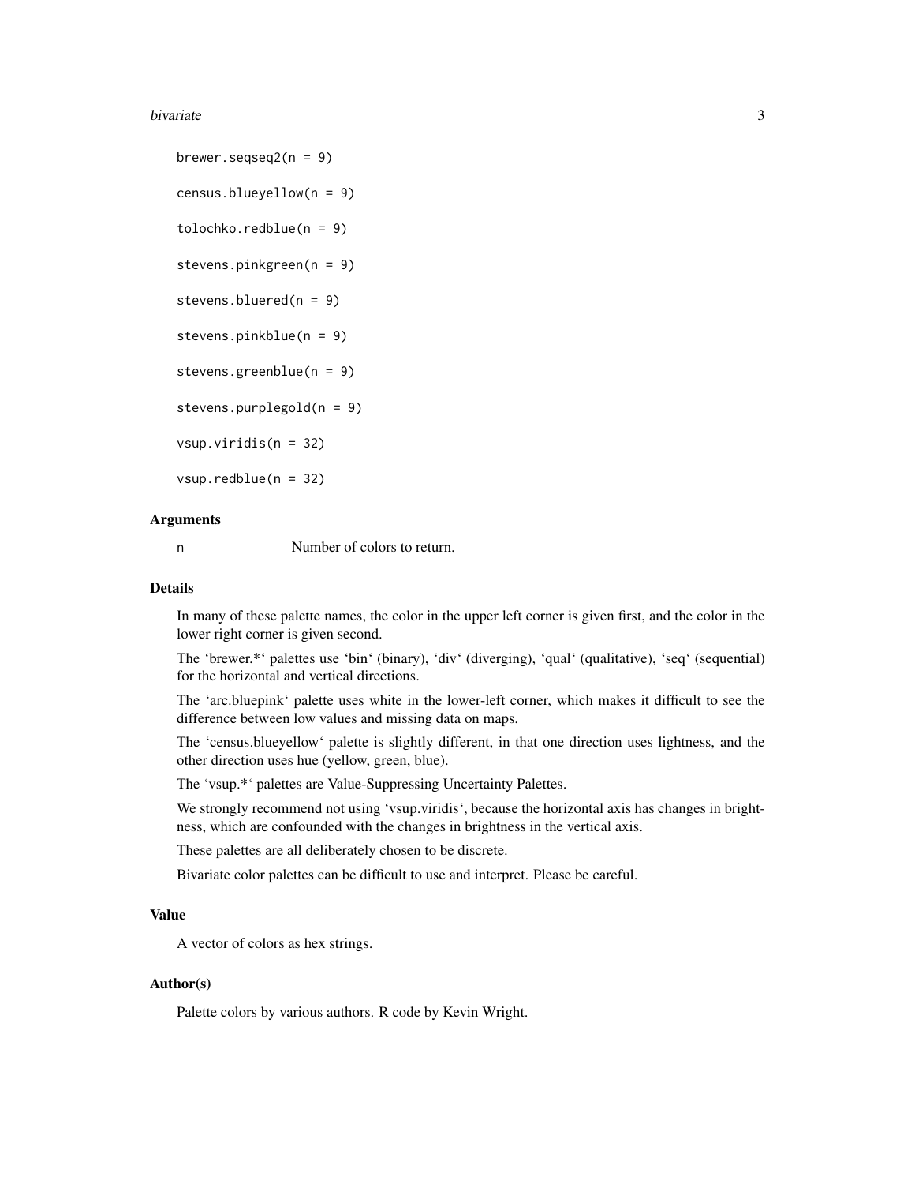```
brewer.seqseq2(n = 9)

census.blueyellow(n = 9)

tolochko.redblue(n = 9)

stevens.pinkgreen(n = 9)

stevens.bluered(n = 9)

stevens.pinkblue(n = 9)

stevens.greenblue(n = 9)

stevens.purplegold(n = 9)

vsup.viridis(n = 32)

vsup.redblue(n = 32)
```

## Arguments

| | |
|---|---|
| n | Number of colors to return. |

## Details

In many of these palette names, the color in the upper left corner is given first, and the color in the lower right corner is given second.

The 'brewer.*' palettes use 'bin' (binary), 'div' (diverging), 'qual' (qualitative), 'seq' (sequential) for the horizontal and vertical directions.

The 'arc.bluepink' palette uses white in the lower-left corner, which makes it difficult to see the difference between low values and missing data on maps.

The 'census.blueyellow' palette is slightly different, in that one direction uses lightness, and the other direction uses hue (yellow, green, blue).

The 'vsup.*' palettes are Value-Suppressing Uncertainty Palettes.

We strongly recommend not using 'vsup.viridis', because the horizontal axis has changes in brightness, which are confounded with the changes in brightness in the vertical axis.

These palettes are all deliberately chosen to be discrete.

Bivariate color palettes can be difficult to use and interpret. Please be careful.

## Value

A vector of colors as hex strings.

## Author(s)

Palette colors by various authors. R code by Kevin Wright.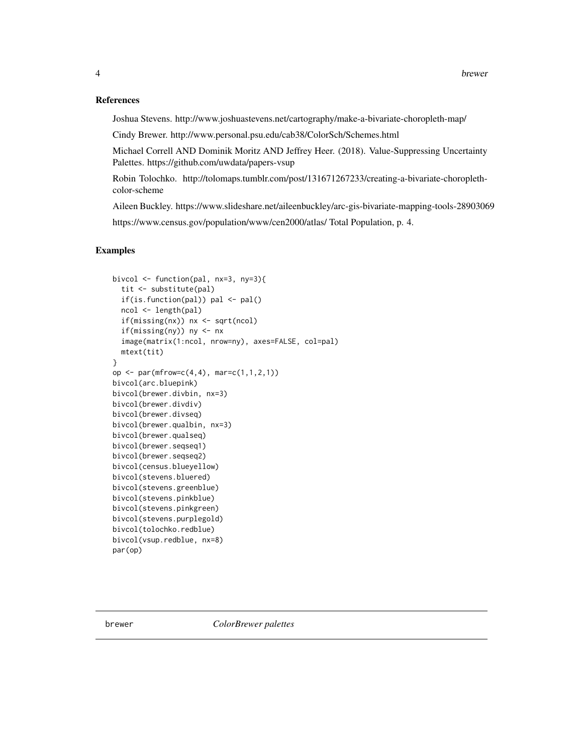## References

Joshua Stevens. http://www.joshuastevens.net/cartography/make-a-bivariate-choropleth-map/

Cindy Brewer. http://www.personal.psu.edu/cab38/ColorSch/Schemes.html

Michael Correll AND Dominik Moritz AND Jeffrey Heer. (2018). Value-Suppressing Uncertainty Palettes. https://github.com/uwdata/papers-vsup

Robin Tolochko. http://tolomaps.tumblr.com/post/131671267233/creating-a-bivariate-choropleth-color-scheme

Aileen Buckley. https://www.slideshare.net/aileenbuckley/arc-gis-bivariate-mapping-tools-28903069

https://www.census.gov/population/www/cen2000/atlas/ Total Population, p. 4.

## Examples

```
bivcol <- function(pal, nx=3, ny=3){
  tit <- substitute(pal)
  if(is.function(pal)) pal <- pal()
  ncol <- length(pal)
  if(missing(nx)) nx <- sqrt(ncol)
  if(missing(ny)) ny <- nx
  image(matrix(1:ncol, nrow=ny), axes=FALSE, col=pal)
  mtext(tit)
}
op <- par(mfrow=c(4,4), mar=c(1,1,2,1))
bivcol(arc.bluepink)
bivcol(brewer.divbin, nx=3)
bivcol(brewer.divdiv)
bivcol(brewer.divseq)
bivcol(brewer.qualbin, nx=3)
bivcol(brewer.qualseq)
bivcol(brewer.seqseq1)
bivcol(brewer.seqseq2)
bivcol(census.blueyellow)
bivcol(stevens.bluered)
bivcol(stevens.greenblue)
bivcol(stevens.pinkblue)
bivcol(stevens.pinkgreen)
bivcol(stevens.purplegold)
bivcol(tolochko.redblue)
bivcol(vsup.redblue, nx=8)
par(op)
```

---

brewer *ColorBrewer palettes*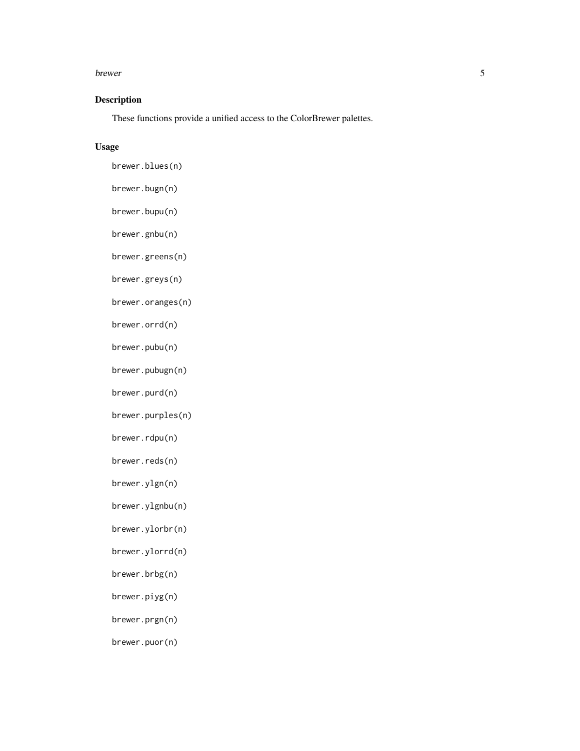## Description

These functions provide a unified access to the ColorBrewer palettes.

## Usage

```
brewer.blues(n)

brewer.bugn(n)

brewer.bupu(n)

brewer.gnbu(n)

brewer.greens(n)

brewer.greys(n)

brewer.oranges(n)

brewer.orrd(n)

brewer.pubu(n)

brewer.pubugn(n)

brewer.purd(n)

brewer.purples(n)

brewer.rdpu(n)

brewer.reds(n)

brewer.ylgn(n)

brewer.ylgnbu(n)

brewer.ylorbr(n)

brewer.ylorrd(n)

brewer.brbg(n)

brewer.piyg(n)

brewer.prgn(n)

brewer.puor(n)
```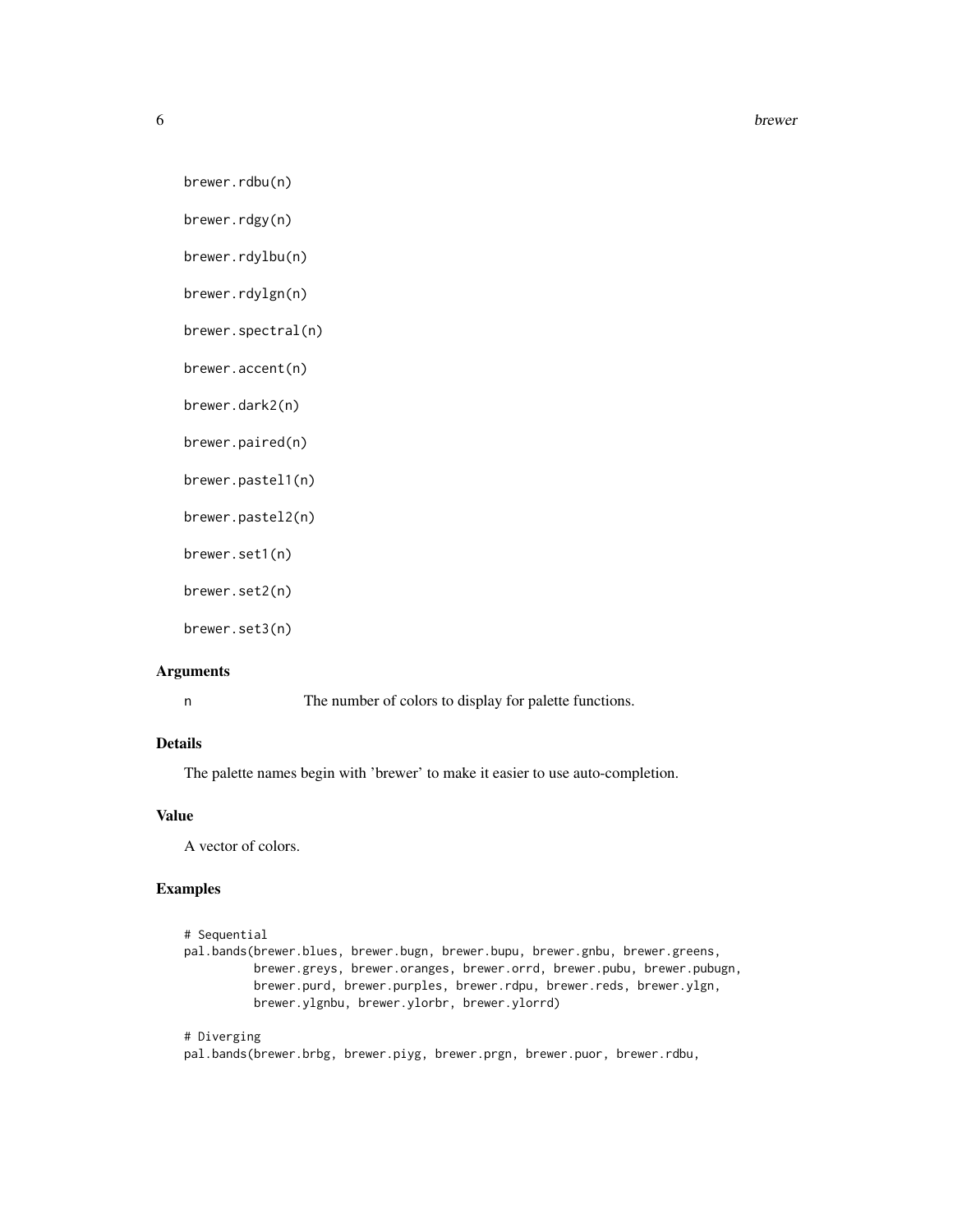```
brewer.rdbu(n)

brewer.rdgy(n)

brewer.rdylbu(n)

brewer.rdylgn(n)

brewer.spectral(n)

brewer.accent(n)

brewer.dark2(n)

brewer.paired(n)

brewer.pastel1(n)

brewer.pastel2(n)

brewer.set1(n)

brewer.set2(n)

brewer.set3(n)
```

## Arguments

| | |
|---|---|
| n | The number of colors to display for palette functions. |

## Details

The palette names begin with 'brewer' to make it easier to use auto-completion.

## Value

A vector of colors.

## Examples

```
# Sequential
pal.bands(brewer.blues, brewer.bugn, brewer.bupu, brewer.gnbu, brewer.greens,
          brewer.greys, brewer.oranges, brewer.orrd, brewer.pubu, brewer.pubugn,
          brewer.purd, brewer.purples, brewer.rdpu, brewer.reds, brewer.ylgn,
          brewer.ylgnbu, brewer.ylorbr, brewer.ylorrd)

# Diverging
pal.bands(brewer.brbg, brewer.piyg, brewer.prgn, brewer.puor, brewer.rdbu,
```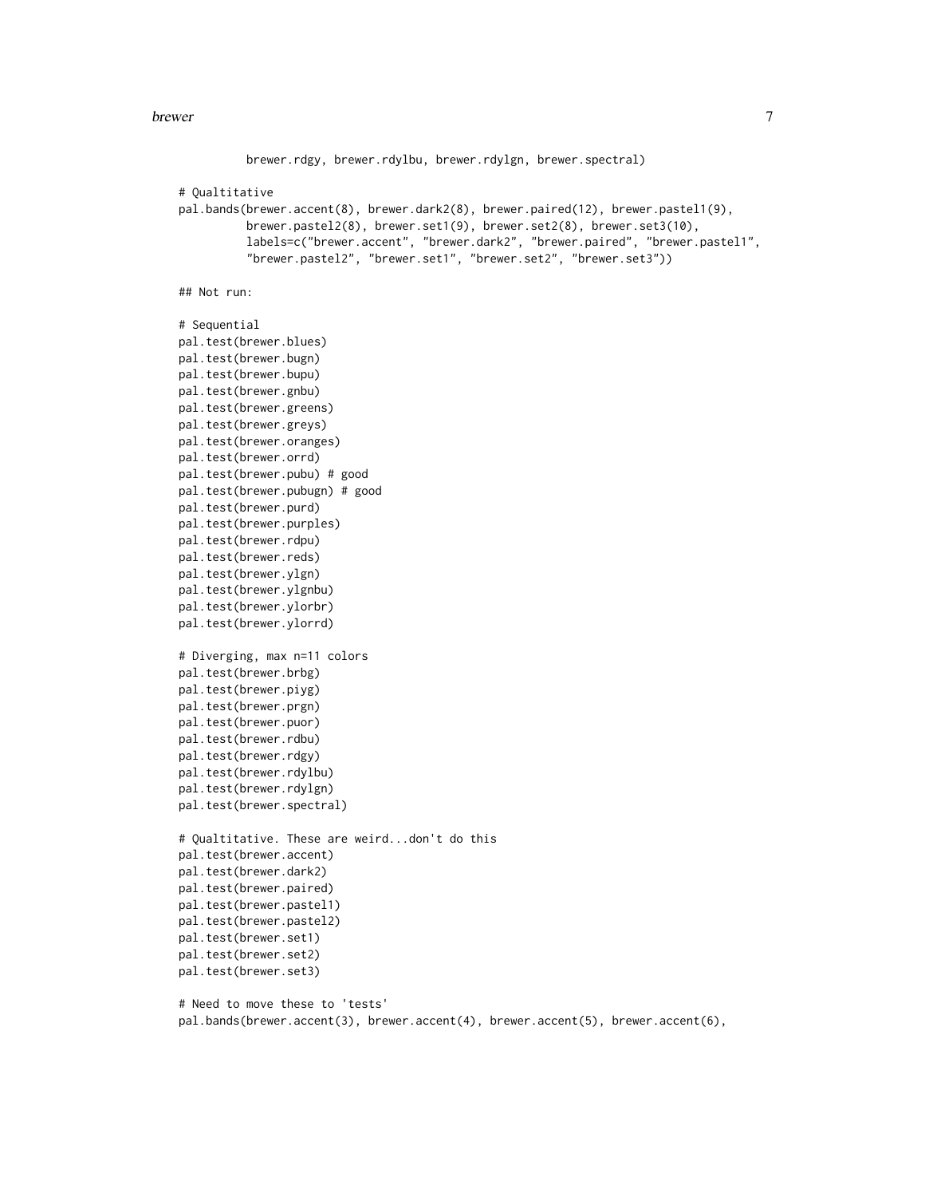```
         brewer.rdgy, brewer.rdylbu, brewer.rdylgn, brewer.spectral)

# Qualtitative
pal.bands(brewer.accent(8), brewer.dark2(8), brewer.paired(12), brewer.pastel1(9),
          brewer.pastel2(8), brewer.set1(9), brewer.set2(8), brewer.set3(10),
          labels=c("brewer.accent", "brewer.dark2", "brewer.paired", "brewer.pastel1",
          "brewer.pastel2", "brewer.set1", "brewer.set2", "brewer.set3"))

## Not run:

# Sequential
pal.test(brewer.blues)
pal.test(brewer.bugn)
pal.test(brewer.bupu)
pal.test(brewer.gnbu)
pal.test(brewer.greens)
pal.test(brewer.greys)
pal.test(brewer.oranges)
pal.test(brewer.orrd)
pal.test(brewer.pubu) # good
pal.test(brewer.pubugn) # good
pal.test(brewer.purd)
pal.test(brewer.purples)
pal.test(brewer.rdpu)
pal.test(brewer.reds)
pal.test(brewer.ylgn)
pal.test(brewer.ylgnbu)
pal.test(brewer.ylorbr)
pal.test(brewer.ylorrd)

# Diverging, max n=11 colors
pal.test(brewer.brbg)
pal.test(brewer.piyg)
pal.test(brewer.prgn)
pal.test(brewer.puor)
pal.test(brewer.rdbu)
pal.test(brewer.rdgy)
pal.test(brewer.rdylbu)
pal.test(brewer.rdylgn)
pal.test(brewer.spectral)

# Qualtitative. These are weird...don't do this
pal.test(brewer.accent)
pal.test(brewer.dark2)
pal.test(brewer.paired)
pal.test(brewer.pastel1)
pal.test(brewer.pastel2)
pal.test(brewer.set1)
pal.test(brewer.set2)
pal.test(brewer.set3)

# Need to move these to 'tests'
pal.bands(brewer.accent(3), brewer.accent(4), brewer.accent(5), brewer.accent(6),
```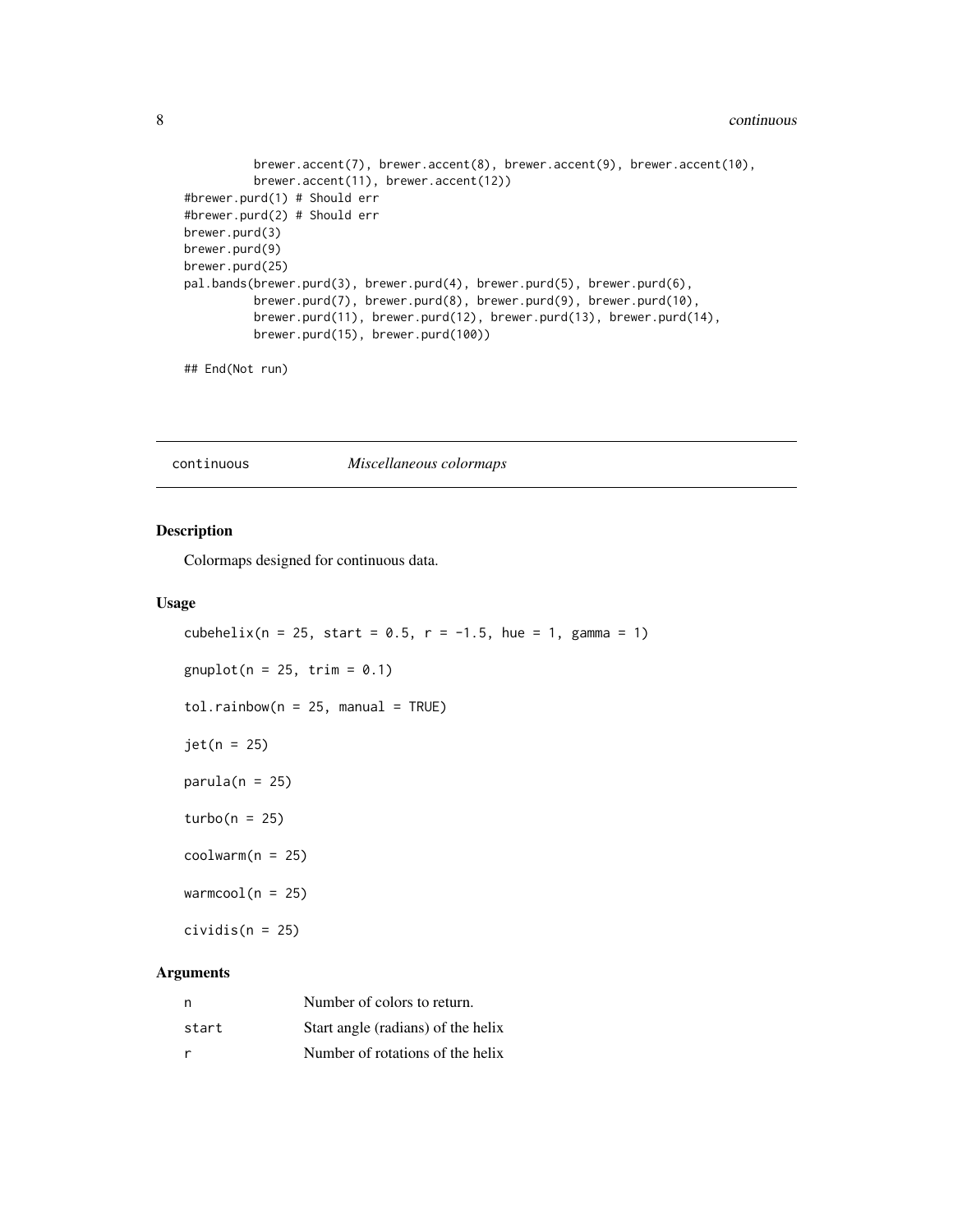```
          brewer.accent(7), brewer.accent(8), brewer.accent(9), brewer.accent(10),
          brewer.accent(11), brewer.accent(12))
#brewer.purd(1) # Should err
#brewer.purd(2) # Should err
brewer.purd(3)
brewer.purd(9)
brewer.purd(25)
pal.bands(brewer.purd(3), brewer.purd(4), brewer.purd(5), brewer.purd(6),
          brewer.purd(7), brewer.purd(8), brewer.purd(9), brewer.purd(10),
          brewer.purd(11), brewer.purd(12), brewer.purd(13), brewer.purd(14),
          brewer.purd(15), brewer.purd(100))

## End(Not run)
```

---

## continuous — *Miscellaneous colormaps*

### Description

Colormaps designed for continuous data.

### Usage

```
cubehelix(n = 25, start = 0.5, r = -1.5, hue = 1, gamma = 1)

gnuplot(n = 25, trim = 0.1)

tol.rainbow(n = 25, manual = TRUE)

jet(n = 25)

parula(n = 25)

turbo(n = 25)

coolwarm(n = 25)

warmcool(n = 25)

cividis(n = 25)
```

### Arguments

| | |
|---|---|
| n | Number of colors to return. |
| start | Start angle (radians) of the helix |
| r | Number of rotations of the helix |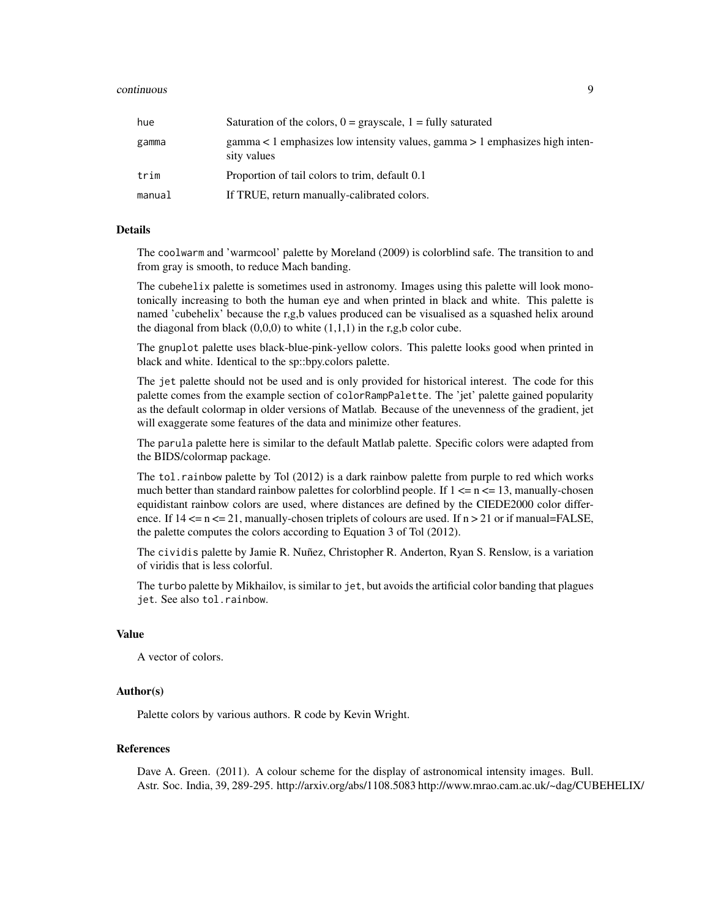| | |
|---|---|
| hue | Saturation of the colors, 0 = grayscale, 1 = fully saturated |
| gamma | gamma < 1 emphasizes low intensity values, gamma > 1 emphasizes high intensity values |
| trim | Proportion of tail colors to trim, default 0.1 |
| manual | If TRUE, return manually-calibrated colors. |

## Details

The `coolwarm` and 'warmcool' palette by Moreland (2009) is colorblind safe. The transition to and from gray is smooth, to reduce Mach banding.

The `cubehelix` palette is sometimes used in astronomy. Images using this palette will look monotonically increasing to both the human eye and when printed in black and white. This palette is named 'cubehelix' because the r,g,b values produced can be visualised as a squashed helix around the diagonal from black (0,0,0) to white (1,1,1) in the r,g,b color cube.

The `gnuplot` palette uses black-blue-pink-yellow colors. This palette looks good when printed in black and white. Identical to the sp::bpy.colors palette.

The `jet` palette should not be used and is only provided for historical interest. The code for this palette comes from the example section of `colorRampPalette`. The 'jet' palette gained popularity as the default colormap in older versions of Matlab. Because of the unevenness of the gradient, jet will exaggerate some features of the data and minimize other features.

The `parula` palette here is similar to the default Matlab palette. Specific colors were adapted from the BIDS/colormap package.

The `tol.rainbow` palette by Tol (2012) is a dark rainbow palette from purple to red which works much better than standard rainbow palettes for colorblind people. If 1 <= n <= 13, manually-chosen equidistant rainbow colors are used, where distances are defined by the CIEDE2000 color difference. If 14 <= n <= 21, manually-chosen triplets of colours are used. If n > 21 or if manual=FALSE, the palette computes the colors according to Equation 3 of Tol (2012).

The `cividis` palette by Jamie R. Nuñez, Christopher R. Anderton, Ryan S. Renslow, is a variation of viridis that is less colorful.

The `turbo` palette by Mikhailov, is similar to `jet`, but avoids the artificial color banding that plagues `jet`. See also `tol.rainbow`.

## Value

A vector of colors.

## Author(s)

Palette colors by various authors. R code by Kevin Wright.

## References

Dave A. Green. (2011). A colour scheme for the display of astronomical intensity images. Bull. Astr. Soc. India, 39, 289-295. http://arxiv.org/abs/1108.5083 http://www.mrao.cam.ac.uk/~dag/CUBEHELIX/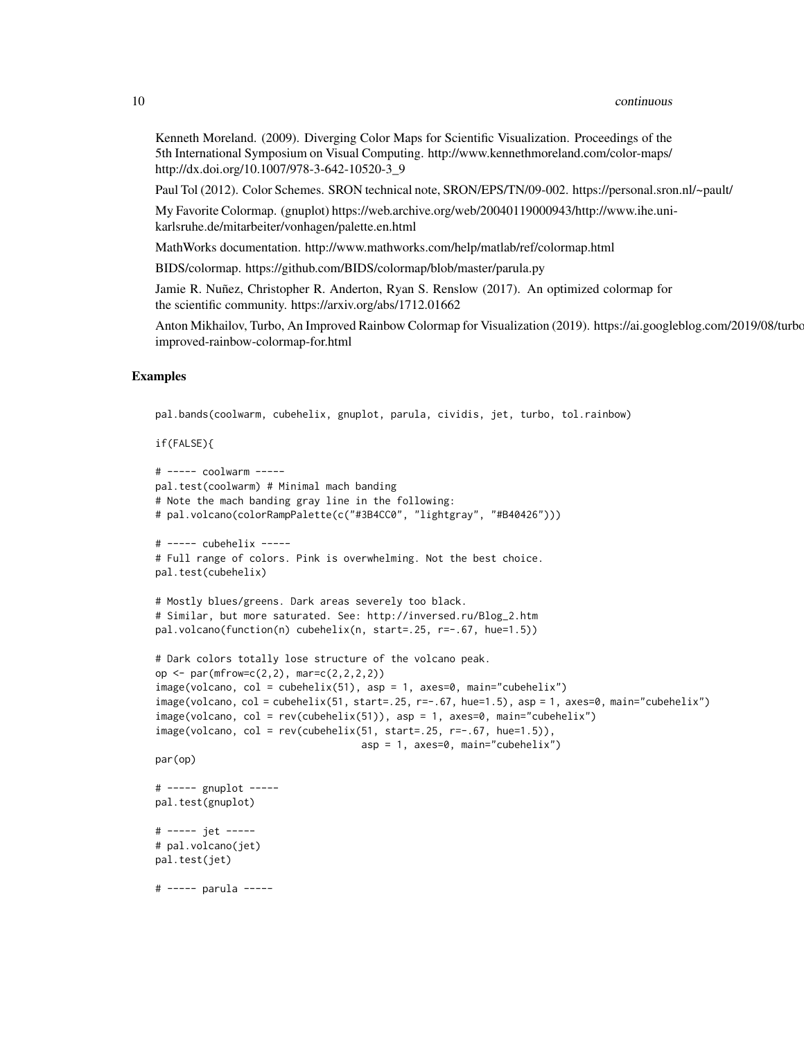Kenneth Moreland. (2009). Diverging Color Maps for Scientific Visualization. Proceedings of the 5th International Symposium on Visual Computing. http://www.kennethmoreland.com/color-maps/ http://dx.doi.org/10.1007/978-3-642-10520-3_9

Paul Tol (2012). Color Schemes. SRON technical note, SRON/EPS/TN/09-002. https://personal.sron.nl/~pault/

My Favorite Colormap. (gnuplot) https://web.archive.org/web/20040119000943/http://www.ihe.uni-karlsruhe.de/mitarbeiter/vonhagen/palette.en.html

MathWorks documentation. http://www.mathworks.com/help/matlab/ref/colormap.html

BIDS/colormap. https://github.com/BIDS/colormap/blob/master/parula.py

Jamie R. Nuñez, Christopher R. Anderton, Ryan S. Renslow (2017). An optimized colormap for the scientific community. https://arxiv.org/abs/1712.01662

Anton Mikhailov, Turbo, An Improved Rainbow Colormap for Visualization (2019). https://ai.googleblog.com/2019/08/turbo-improved-rainbow-colormap-for.html

## Examples

```
pal.bands(coolwarm, cubehelix, gnuplot, parula, cividis, jet, turbo, tol.rainbow)

if(FALSE){

# ----- coolwarm -----
pal.test(coolwarm) # Minimal mach banding
# Note the mach banding gray line in the following:
# pal.volcano(colorRampPalette(c("#3B4CC0", "lightgray", "#B40426")))

# ----- cubehelix -----
# Full range of colors. Pink is overwhelming. Not the best choice.
pal.test(cubehelix)

# Mostly blues/greens. Dark areas severely too black.
# Similar, but more saturated. See: http://inversed.ru/Blog_2.htm
pal.volcano(function(n) cubehelix(n, start=.25, r=-.67, hue=1.5))

# Dark colors totally lose structure of the volcano peak.
op <- par(mfrow=c(2,2), mar=c(2,2,2,2))
image(volcano, col = cubehelix(51), asp = 1, axes=0, main="cubehelix")
image(volcano, col = cubehelix(51, start=.25, r=-.67, hue=1.5), asp = 1, axes=0, main="cubehelix")
image(volcano, col = rev(cubehelix(51)), asp = 1, axes=0, main="cubehelix")
image(volcano, col = rev(cubehelix(51, start=.25, r=-.67, hue=1.5)),
                                  asp = 1, axes=0, main="cubehelix")
par(op)

# ----- gnuplot -----
pal.test(gnuplot)

# ----- jet -----
# pal.volcano(jet)
pal.test(jet)

# ----- parula -----
```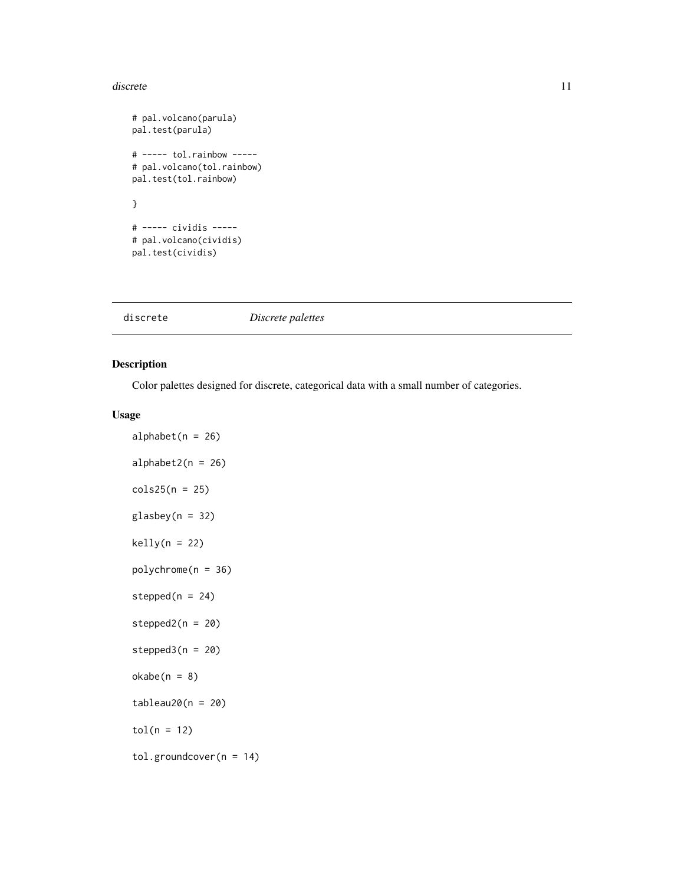```
# pal.volcano(parula)
pal.test(parula)

# ----- tol.rainbow -----
# pal.volcano(tol.rainbow)
pal.test(tol.rainbow)

}

# ----- cividis -----
# pal.volcano(cividis)
pal.test(cividis)
```

## discrete — *Discrete palettes*

### Description

Color palettes designed for discrete, categorical data with a small number of categories.

### Usage

```
alphabet(n = 26)

alphabet2(n = 26)

cols25(n = 25)

glasbey(n = 32)

kelly(n = 22)

polychrome(n = 36)

stepped(n = 24)

stepped2(n = 20)

stepped3(n = 20)

okabe(n = 8)

tableau20(n = 20)

tol(n = 12)

tol.groundcover(n = 14)
```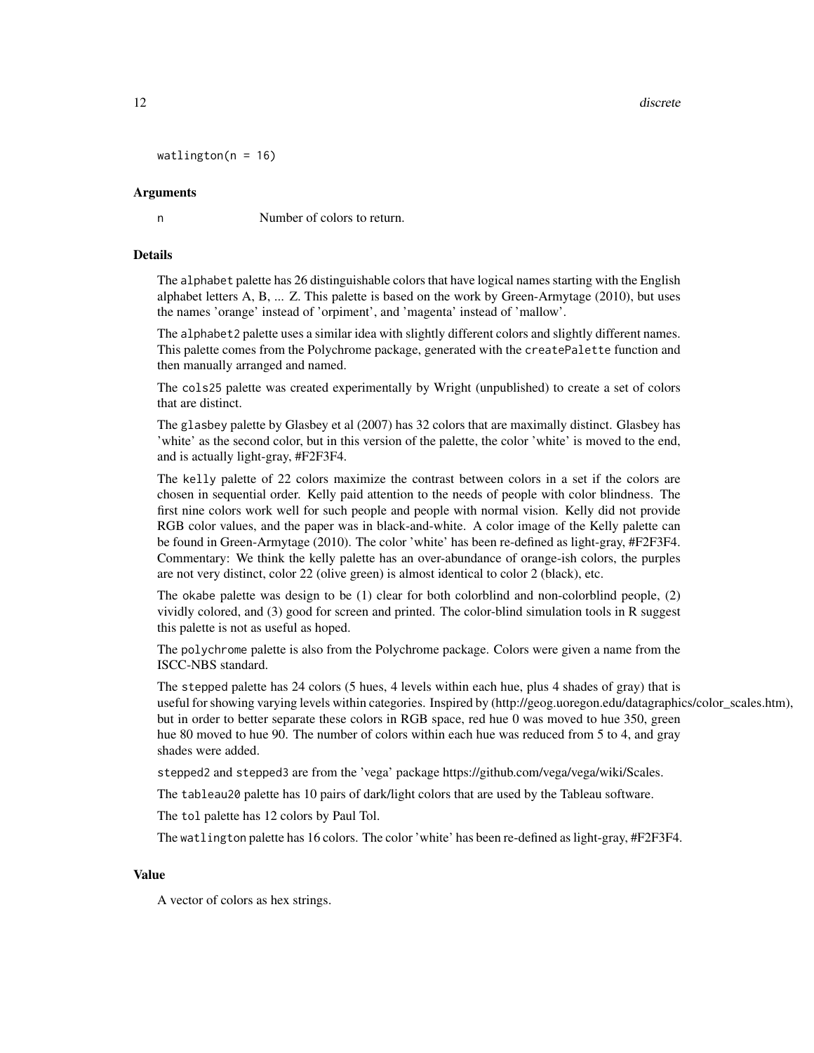```
watlington(n = 16)
```

### Arguments

n Number of colors to return.

### Details

The alphabet palette has 26 distinguishable colors that have logical names starting with the English alphabet letters A, B, ... Z. This palette is based on the work by Green-Armytage (2010), but uses the names 'orange' instead of 'orpiment', and 'magenta' instead of 'mallow'.

The alphabet2 palette uses a similar idea with slightly different colors and slightly different names. This palette comes from the Polychrome package, generated with the createPalette function and then manually arranged and named.

The cols25 palette was created experimentally by Wright (unpublished) to create a set of colors that are distinct.

The glasbey palette by Glasbey et al (2007) has 32 colors that are maximally distinct. Glasbey has 'white' as the second color, but in this version of the palette, the color 'white' is moved to the end, and is actually light-gray, #F2F3F4.

The kelly palette of 22 colors maximize the contrast between colors in a set if the colors are chosen in sequential order. Kelly paid attention to the needs of people with color blindness. The first nine colors work well for such people and people with normal vision. Kelly did not provide RGB color values, and the paper was in black-and-white. A color image of the Kelly palette can be found in Green-Armytage (2010). The color 'white' has been re-defined as light-gray, #F2F3F4. Commentary: We think the kelly palette has an over-abundance of orange-ish colors, the purples are not very distinct, color 22 (olive green) is almost identical to color 2 (black), etc.

The okabe palette was design to be (1) clear for both colorblind and non-colorblind people, (2) vividly colored, and (3) good for screen and printed. The color-blind simulation tools in R suggest this palette is not as useful as hoped.

The polychrome palette is also from the Polychrome package. Colors were given a name from the ISCC-NBS standard.

The stepped palette has 24 colors (5 hues, 4 levels within each hue, plus 4 shades of gray) that is useful for showing varying levels within categories. Inspired by (http://geog.uoregon.edu/datagraphics/color_scales.htm), but in order to better separate these colors in RGB space, red hue 0 was moved to hue 350, green hue 80 moved to hue 90. The number of colors within each hue was reduced from 5 to 4, and gray shades were added.

stepped2 and stepped3 are from the 'vega' package https://github.com/vega/vega/wiki/Scales.

The tableau20 palette has 10 pairs of dark/light colors that are used by the Tableau software.

The tol palette has 12 colors by Paul Tol.

The watlington palette has 16 colors. The color 'white' has been re-defined as light-gray, #F2F3F4.

### Value

A vector of colors as hex strings.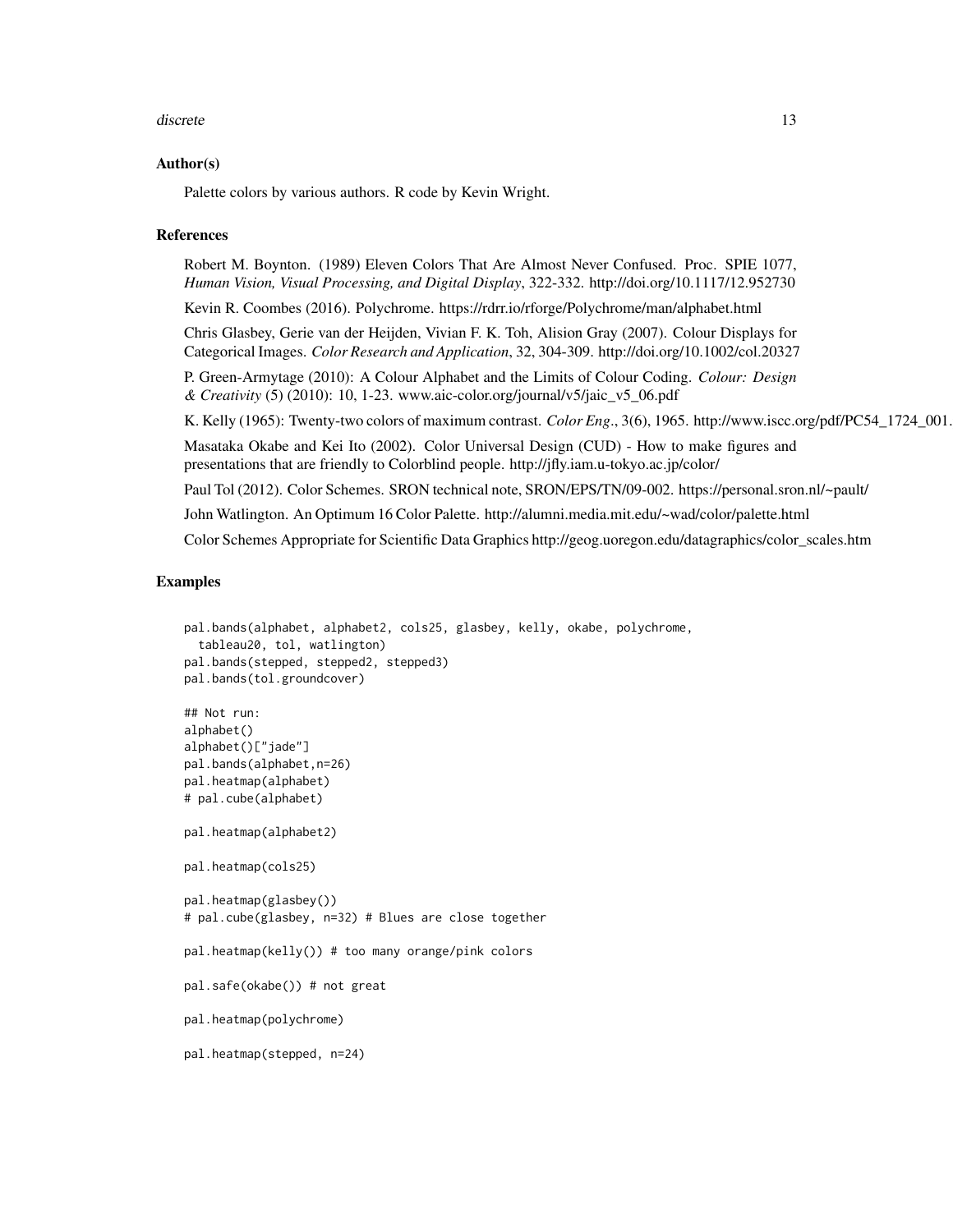### Author(s)

Palette colors by various authors. R code by Kevin Wright.

### References

Robert M. Boynton. (1989) Eleven Colors That Are Almost Never Confused. Proc. SPIE 1077, *Human Vision, Visual Processing, and Digital Display*, 322-332. http://doi.org/10.1117/12.952730

Kevin R. Coombes (2016). Polychrome. https://rdrr.io/rforge/Polychrome/man/alphabet.html

Chris Glasbey, Gerie van der Heijden, Vivian F. K. Toh, Alision Gray (2007). Colour Displays for Categorical Images. *Color Research and Application*, 32, 304-309. http://doi.org/10.1002/col.20327

P. Green-Armytage (2010): A Colour Alphabet and the Limits of Colour Coding. *Colour: Design & Creativity* (5) (2010): 10, 1-23. www.aic-color.org/journal/v5/jaic_v5_06.pdf

K. Kelly (1965): Twenty-two colors of maximum contrast. *Color Eng.*, 3(6), 1965. http://www.iscc.org/pdf/PC54_1724_001.

Masataka Okabe and Kei Ito (2002). Color Universal Design (CUD) - How to make figures and presentations that are friendly to Colorblind people. http://jfly.iam.u-tokyo.ac.jp/color/

Paul Tol (2012). Color Schemes. SRON technical note, SRON/EPS/TN/09-002. https://personal.sron.nl/~pault/

John Watlington. An Optimum 16 Color Palette. http://alumni.media.mit.edu/~wad/color/palette.html

Color Schemes Appropriate for Scientific Data Graphics http://geog.uoregon.edu/datagraphics/color_scales.htm

### Examples

```
pal.bands(alphabet, alphabet2, cols25, glasbey, kelly, okabe, polychrome,
  tableau20, tol, watlington)
pal.bands(stepped, stepped2, stepped3)
pal.bands(tol.groundcover)

## Not run:
alphabet()
alphabet()["jade"]
pal.bands(alphabet,n=26)
pal.heatmap(alphabet)
# pal.cube(alphabet)

pal.heatmap(alphabet2)

pal.heatmap(cols25)

pal.heatmap(glasbey())
# pal.cube(glasbey, n=32) # Blues are close together

pal.heatmap(kelly()) # too many orange/pink colors

pal.safe(okabe()) # not great

pal.heatmap(polychrome)

pal.heatmap(stepped, n=24)
```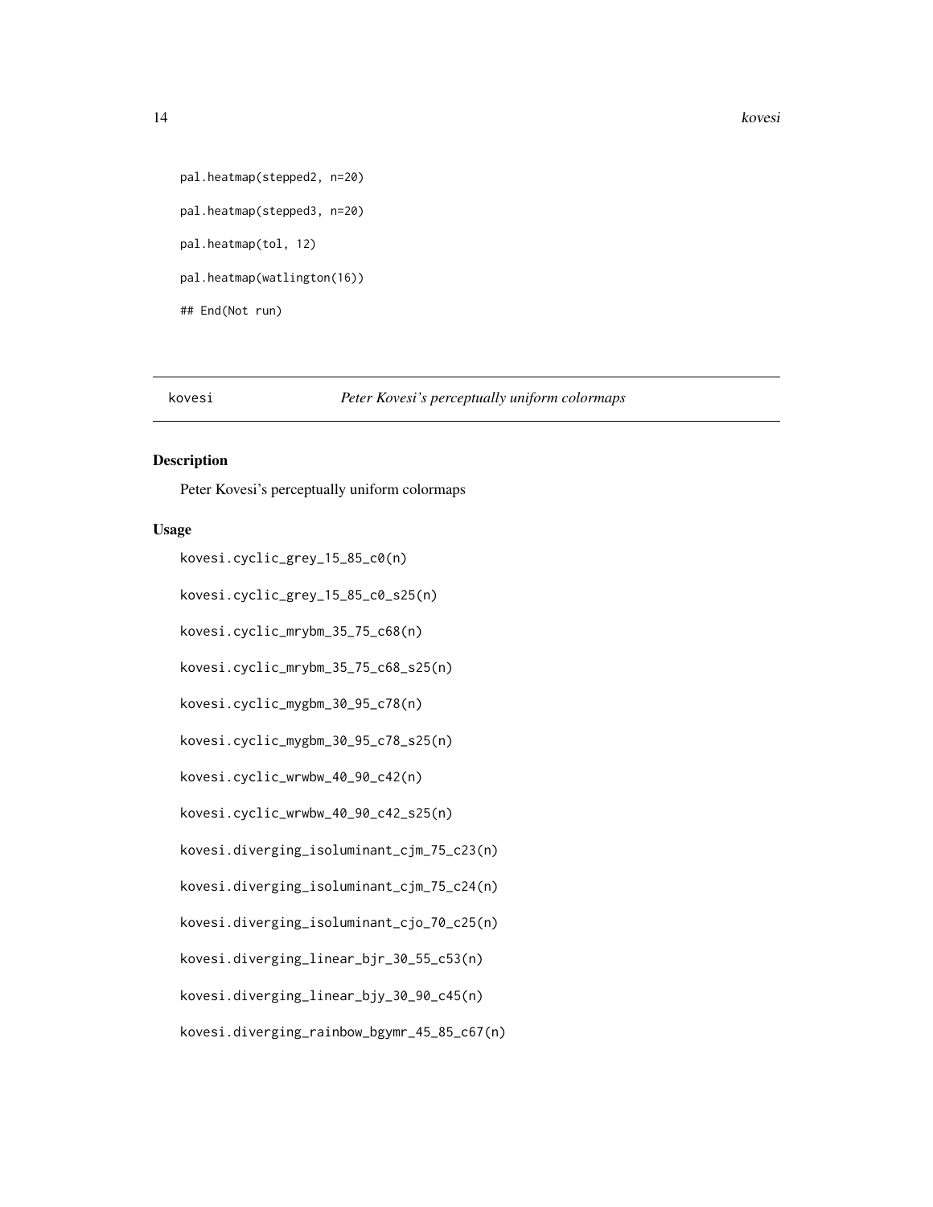```
pal.heatmap(stepped2, n=20)

pal.heatmap(stepped3, n=20)

pal.heatmap(tol, 12)

pal.heatmap(watlington(16))

## End(Not run)
```

## kovesi *Peter Kovesi's perceptually uniform colormaps*

### Description

Peter Kovesi's perceptually uniform colormaps

### Usage

```
kovesi.cyclic_grey_15_85_c0(n)

kovesi.cyclic_grey_15_85_c0_s25(n)

kovesi.cyclic_mrybm_35_75_c68(n)

kovesi.cyclic_mrybm_35_75_c68_s25(n)

kovesi.cyclic_mygbm_30_95_c78(n)

kovesi.cyclic_mygbm_30_95_c78_s25(n)

kovesi.cyclic_wrwbw_40_90_c42(n)

kovesi.cyclic_wrwbw_40_90_c42_s25(n)

kovesi.diverging_isoluminant_cjm_75_c23(n)

kovesi.diverging_isoluminant_cjm_75_c24(n)

kovesi.diverging_isoluminant_cjo_70_c25(n)

kovesi.diverging_linear_bjr_30_55_c53(n)

kovesi.diverging_linear_bjy_30_90_c45(n)

kovesi.diverging_rainbow_bgymr_45_85_c67(n)
```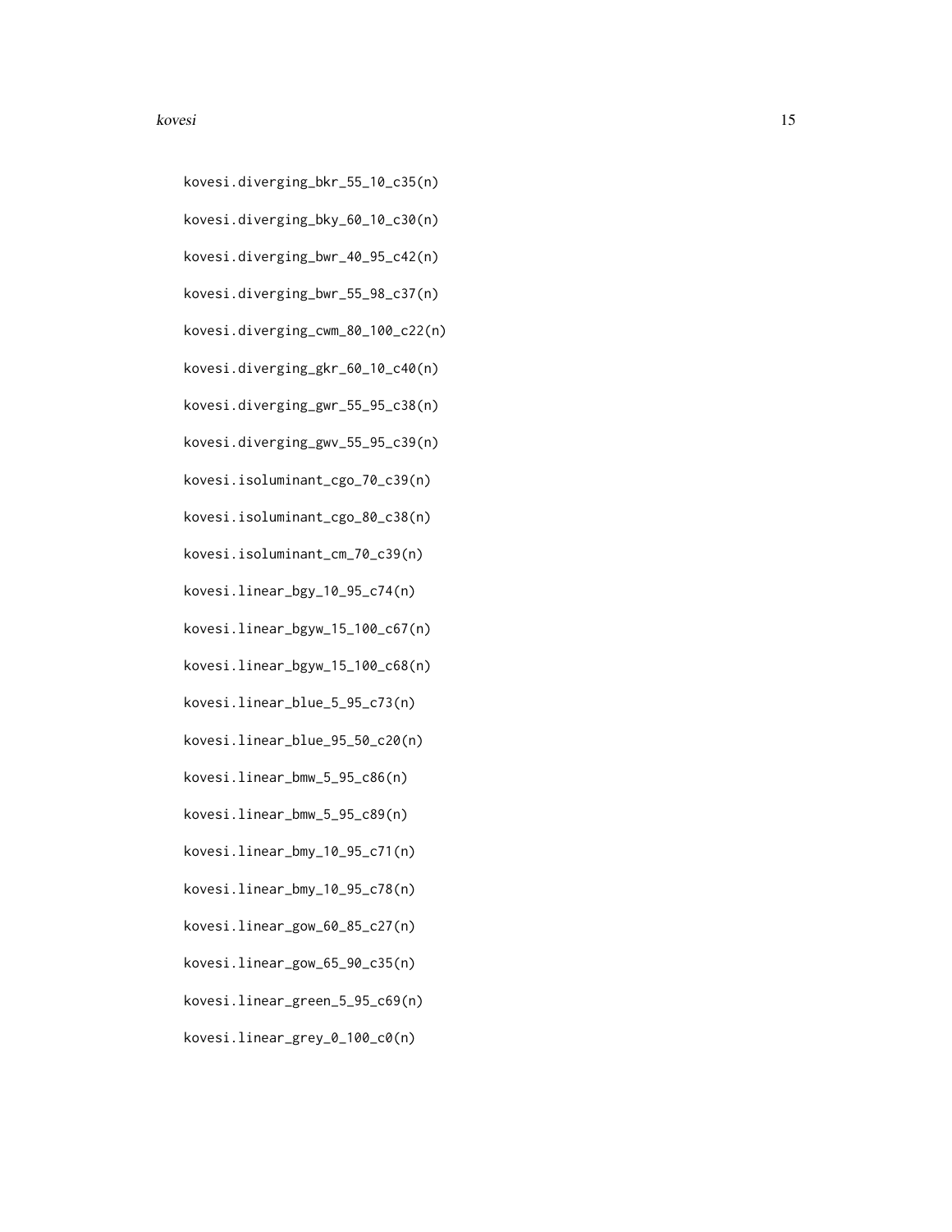```
kovesi.diverging_bkr_55_10_c35(n)

kovesi.diverging_bky_60_10_c30(n)

kovesi.diverging_bwr_40_95_c42(n)

kovesi.diverging_bwr_55_98_c37(n)

kovesi.diverging_cwm_80_100_c22(n)

kovesi.diverging_gkr_60_10_c40(n)

kovesi.diverging_gwr_55_95_c38(n)

kovesi.diverging_gwv_55_95_c39(n)

kovesi.isoluminant_cgo_70_c39(n)

kovesi.isoluminant_cgo_80_c38(n)

kovesi.isoluminant_cm_70_c39(n)

kovesi.linear_bgy_10_95_c74(n)

kovesi.linear_bgyw_15_100_c67(n)

kovesi.linear_bgyw_15_100_c68(n)

kovesi.linear_blue_5_95_c73(n)

kovesi.linear_blue_95_50_c20(n)

kovesi.linear_bmw_5_95_c86(n)

kovesi.linear_bmw_5_95_c89(n)

kovesi.linear_bmy_10_95_c71(n)

kovesi.linear_bmy_10_95_c78(n)

kovesi.linear_gow_60_85_c27(n)

kovesi.linear_gow_65_90_c35(n)

kovesi.linear_green_5_95_c69(n)

kovesi.linear_grey_0_100_c0(n)
```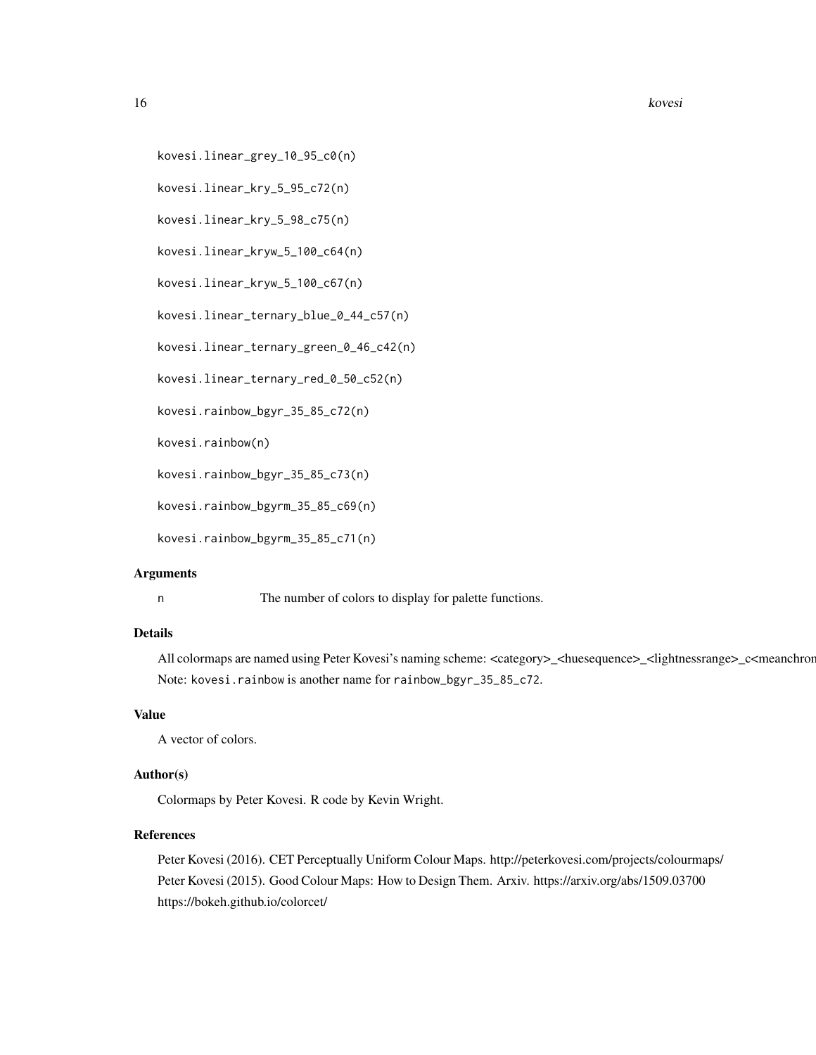```
kovesi.linear_grey_10_95_c0(n)

kovesi.linear_kry_5_95_c72(n)

kovesi.linear_kry_5_98_c75(n)

kovesi.linear_kryw_5_100_c64(n)

kovesi.linear_kryw_5_100_c67(n)

kovesi.linear_ternary_blue_0_44_c57(n)

kovesi.linear_ternary_green_0_46_c42(n)

kovesi.linear_ternary_red_0_50_c52(n)

kovesi.rainbow_bgyr_35_85_c72(n)

kovesi.rainbow(n)

kovesi.rainbow_bgyr_35_85_c73(n)

kovesi.rainbow_bgyrm_35_85_c69(n)

kovesi.rainbow_bgyrm_35_85_c71(n)
```

## Arguments

n — The number of colors to display for palette functions.

## Details

All colormaps are named using Peter Kovesi's naming scheme: <category>_<huesequence>_<lightnessrange>_c<meanchron

Note: `kovesi.rainbow` is another name for `rainbow_bgyr_35_85_c72`.

## Value

A vector of colors.

## Author(s)

Colormaps by Peter Kovesi. R code by Kevin Wright.

## References

Peter Kovesi (2016). CET Perceptually Uniform Colour Maps. http://peterkovesi.com/projects/colourmaps/

Peter Kovesi (2015). Good Colour Maps: How to Design Them. Arxiv. https://arxiv.org/abs/1509.03700

https://bokeh.github.io/colorcet/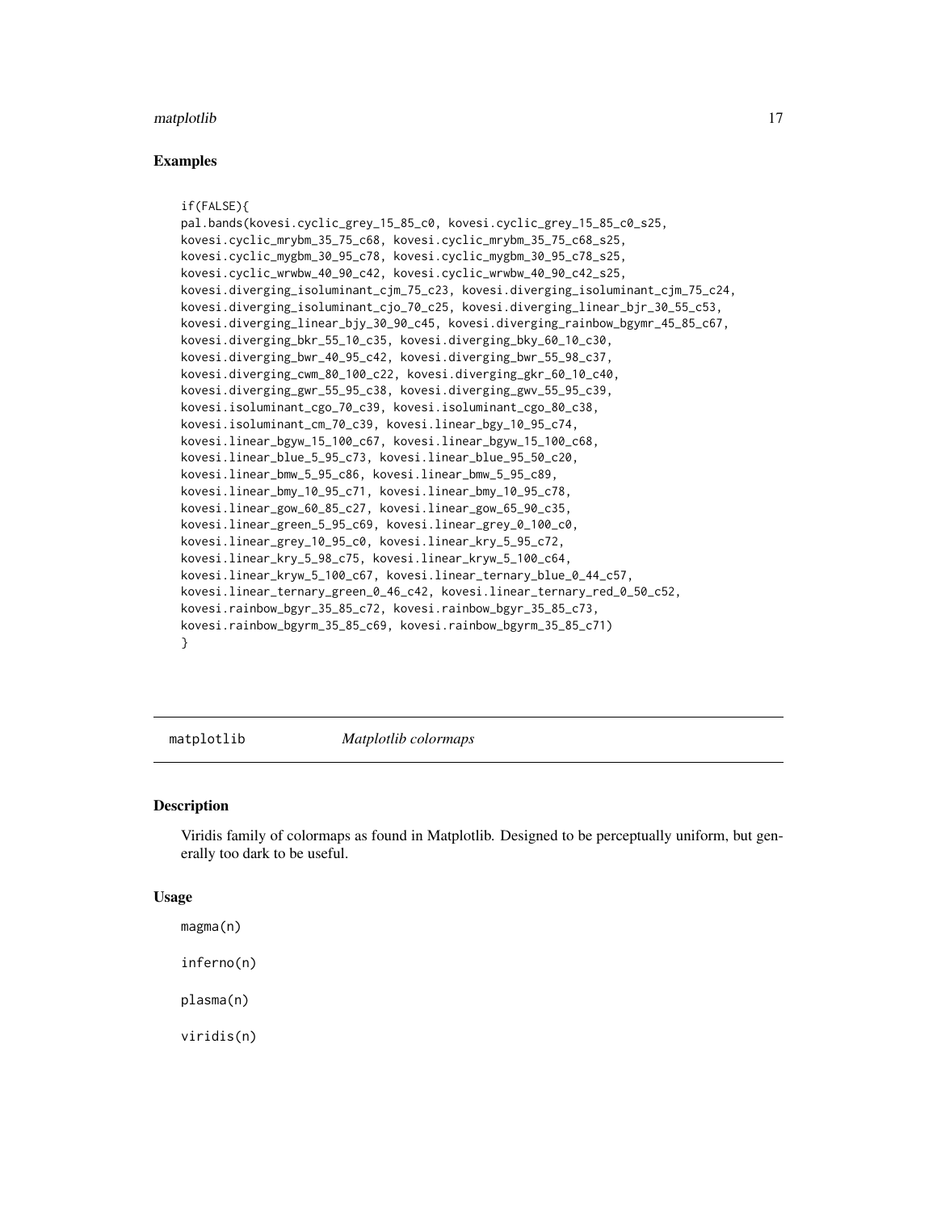## Examples

```
if(FALSE){
pal.bands(kovesi.cyclic_grey_15_85_c0, kovesi.cyclic_grey_15_85_c0_s25,
kovesi.cyclic_mrybm_35_75_c68, kovesi.cyclic_mrybm_35_75_c68_s25,
kovesi.cyclic_mygbm_30_95_c78, kovesi.cyclic_mygbm_30_95_c78_s25,
kovesi.cyclic_wrwbw_40_90_c42, kovesi.cyclic_wrwbw_40_90_c42_s25,
kovesi.diverging_isoluminant_cjm_75_c23, kovesi.diverging_isoluminant_cjm_75_c24,
kovesi.diverging_isoluminant_cjo_70_c25, kovesi.diverging_linear_bjr_30_55_c53,
kovesi.diverging_linear_bjy_30_90_c45, kovesi.diverging_rainbow_bgymr_45_85_c67,
kovesi.diverging_bkr_55_10_c35, kovesi.diverging_bky_60_10_c30,
kovesi.diverging_bwr_40_95_c42, kovesi.diverging_bwr_55_98_c37,
kovesi.diverging_cwm_80_100_c22, kovesi.diverging_gkr_60_10_c40,
kovesi.diverging_gwr_55_95_c38, kovesi.diverging_gwv_55_95_c39,
kovesi.isoluminant_cgo_70_c39, kovesi.isoluminant_cgo_80_c38,
kovesi.isoluminant_cm_70_c39, kovesi.linear_bgy_10_95_c74,
kovesi.linear_bgyw_15_100_c67, kovesi.linear_bgyw_15_100_c68,
kovesi.linear_blue_5_95_c73, kovesi.linear_blue_95_50_c20,
kovesi.linear_bmw_5_95_c86, kovesi.linear_bmw_5_95_c89,
kovesi.linear_bmy_10_95_c71, kovesi.linear_bmy_10_95_c78,
kovesi.linear_gow_60_85_c27, kovesi.linear_gow_65_90_c35,
kovesi.linear_green_5_95_c69, kovesi.linear_grey_0_100_c0,
kovesi.linear_grey_10_95_c0, kovesi.linear_kry_5_95_c72,
kovesi.linear_kry_5_98_c75, kovesi.linear_kryw_5_100_c64,
kovesi.linear_kryw_5_100_c67, kovesi.linear_ternary_blue_0_44_c57,
kovesi.linear_ternary_green_0_46_c42, kovesi.linear_ternary_red_0_50_c52,
kovesi.rainbow_bgyr_35_85_c72, kovesi.rainbow_bgyr_35_85_c73,
kovesi.rainbow_bgyrm_35_85_c69, kovesi.rainbow_bgyrm_35_85_c71)
}
```

---

# matplotlib *Matplotlib colormaps*

## Description

Viridis family of colormaps as found in Matplotlib. Designed to be perceptually uniform, but generally too dark to be useful.

## Usage

```
magma(n)

inferno(n)

plasma(n)

viridis(n)
```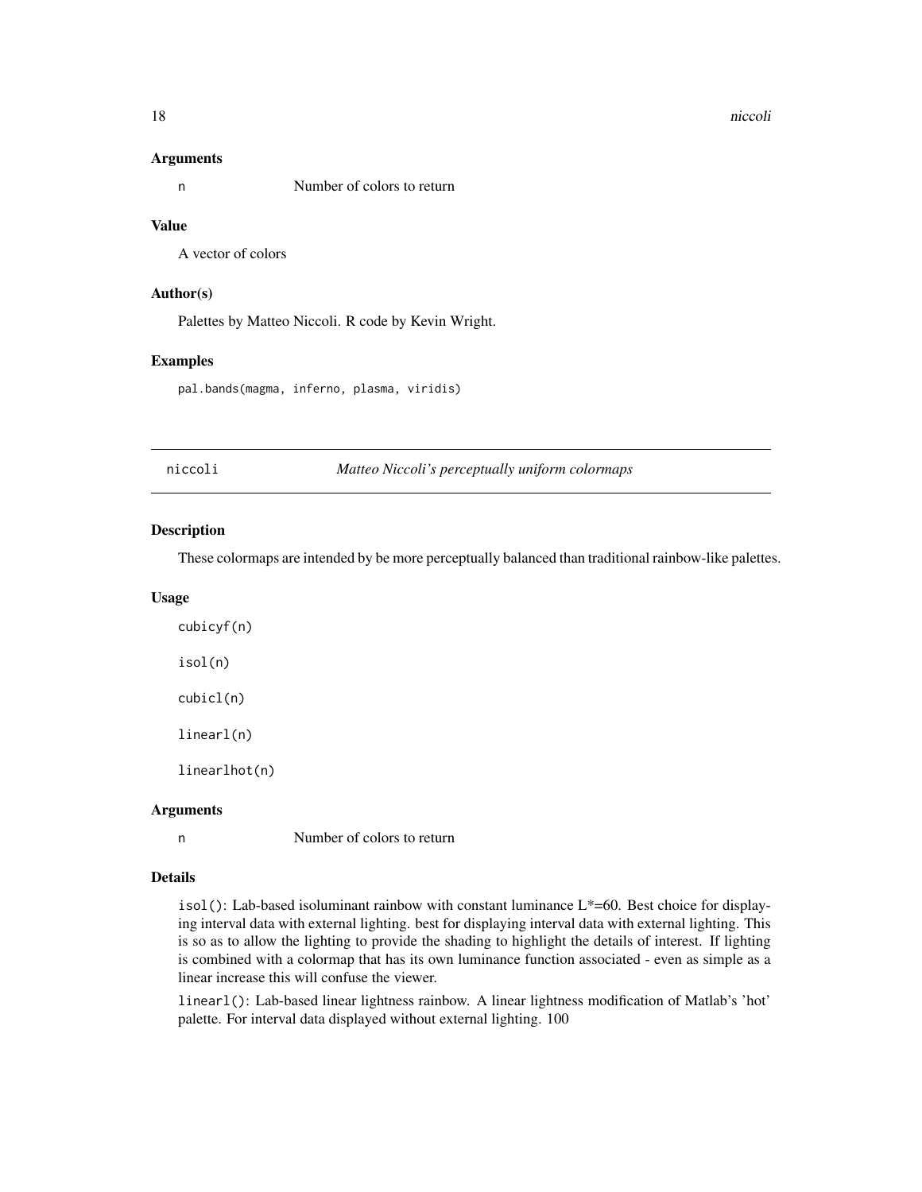### Arguments

n Number of colors to return

### Value

A vector of colors

### Author(s)

Palettes by Matteo Niccoli. R code by Kevin Wright.

### Examples

```
pal.bands(magma, inferno, plasma, viridis)
```

---

## niccoli *Matteo Niccoli's perceptually uniform colormaps*

---

### Description

These colormaps are intended by be more perceptually balanced than traditional rainbow-like palettes.

### Usage

```
cubicyf(n)

isol(n)

cubicl(n)

linearl(n)

linearlhot(n)
```

### Arguments

n Number of colors to return

### Details

isol(): Lab-based isoluminant rainbow with constant luminance L*=60. Best choice for displaying interval data with external lighting. best for displaying interval data with external lighting. This is so as to allow the lighting to provide the shading to highlight the details of interest. If lighting is combined with a colormap that has its own luminance function associated - even as simple as a linear increase this will confuse the viewer.

linearl(): Lab-based linear lightness rainbow. A linear lightness modification of Matlab's 'hot' palette. For interval data displayed without external lighting. 100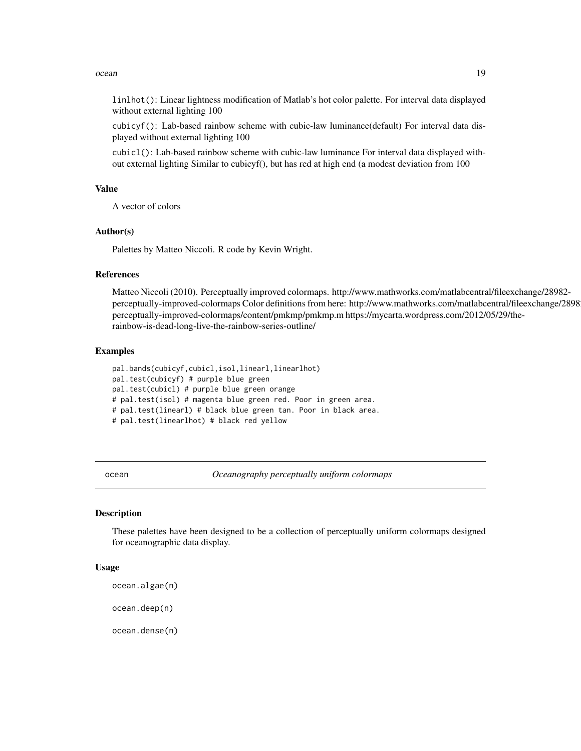linlhot(): Linear lightness modification of Matlab's hot color palette. For interval data displayed without external lighting 100

cubicyf(): Lab-based rainbow scheme with cubic-law luminance(default) For interval data displayed without external lighting 100

cubicl(): Lab-based rainbow scheme with cubic-law luminance For interval data displayed without external lighting Similar to cubicyf(), but has red at high end (a modest deviation from 100

### Value

A vector of colors

### Author(s)

Palettes by Matteo Niccoli. R code by Kevin Wright.

### References

Matteo Niccoli (2010). Perceptually improved colormaps. http://www.mathworks.com/matlabcentral/fileexchange/28982-perceptually-improved-colormaps Color definitions from here: http://www.mathworks.com/matlabcentral/fileexchange/28982-perceptually-improved-colormaps/content/pmkmp/pmkmp.m https://mycarta.wordpress.com/2012/05/29/the-rainbow-is-dead-long-live-the-rainbow-series-outline/

### Examples

```
pal.bands(cubicyf,cubicl,isol,linearl,linearlhot)
pal.test(cubicyf) # purple blue green
pal.test(cubicl) # purple blue green orange
# pal.test(isol) # magenta blue green red. Poor in green area.
# pal.test(linearl) # black blue green tan. Poor in black area.
# pal.test(linearlhot) # black red yellow
```

---

## ocean — *Oceanography perceptually uniform colormaps*

### Description

These palettes have been designed to be a collection of perceptually uniform colormaps designed for oceanographic data display.

### Usage

```
ocean.algae(n)

ocean.deep(n)

ocean.dense(n)
```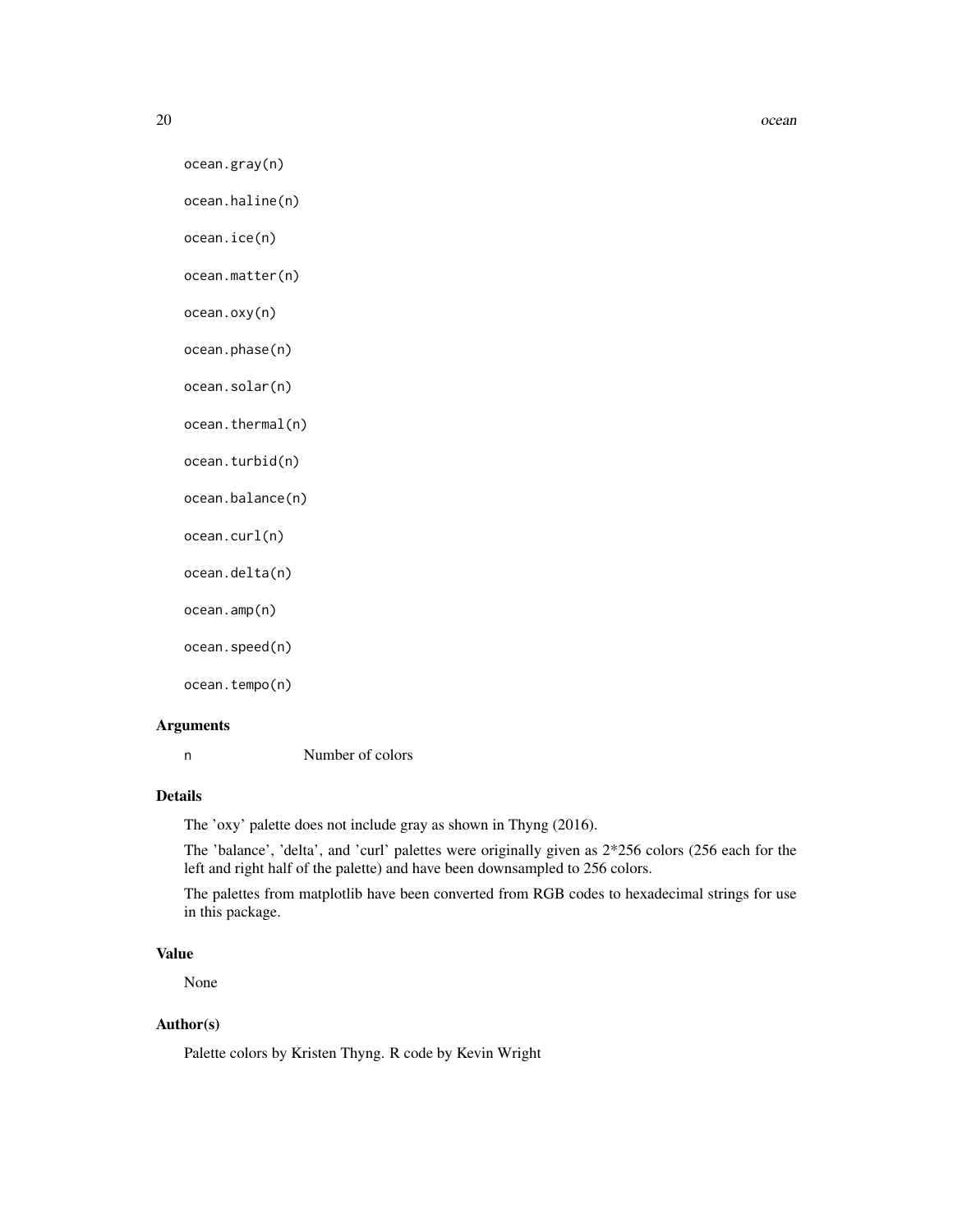```
ocean.gray(n)

ocean.haline(n)

ocean.ice(n)

ocean.matter(n)

ocean.oxy(n)

ocean.phase(n)

ocean.solar(n)

ocean.thermal(n)

ocean.turbid(n)

ocean.balance(n)

ocean.curl(n)

ocean.delta(n)

ocean.amp(n)

ocean.speed(n)

ocean.tempo(n)
```

## Arguments

| | |
|---|---|
| n | Number of colors |

## Details

The 'oxy' palette does not include gray as shown in Thyng (2016).

The 'balance', 'delta', and 'curl' palettes were originally given as 2*256 colors (256 each for the left and right half of the palette) and have been downsampled to 256 colors.

The palettes from matplotlib have been converted from RGB codes to hexadecimal strings for use in this package.

## Value

None

## Author(s)

Palette colors by Kristen Thyng. R code by Kevin Wright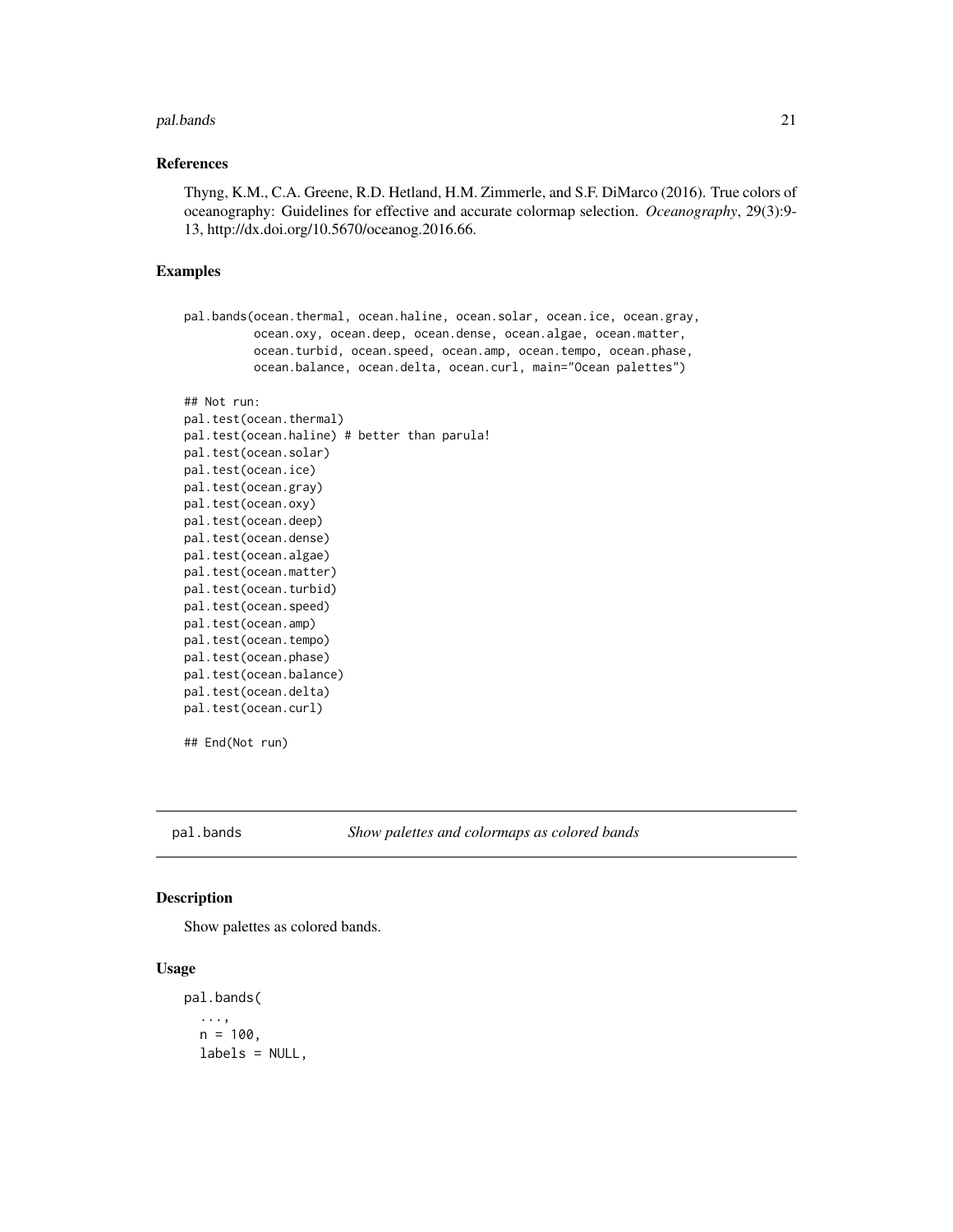### References

Thyng, K.M., C.A. Greene, R.D. Hetland, H.M. Zimmerle, and S.F. DiMarco (2016). True colors of oceanography: Guidelines for effective and accurate colormap selection. *Oceanography*, 29(3):9-13, http://dx.doi.org/10.5670/oceanog.2016.66.

### Examples

```
pal.bands(ocean.thermal, ocean.haline, ocean.solar, ocean.ice, ocean.gray,
          ocean.oxy, ocean.deep, ocean.dense, ocean.algae, ocean.matter,
          ocean.turbid, ocean.speed, ocean.amp, ocean.tempo, ocean.phase,
          ocean.balance, ocean.delta, ocean.curl, main="Ocean palettes")

## Not run:
pal.test(ocean.thermal)
pal.test(ocean.haline) # better than parula!
pal.test(ocean.solar)
pal.test(ocean.ice)
pal.test(ocean.gray)
pal.test(ocean.oxy)
pal.test(ocean.deep)
pal.test(ocean.dense)
pal.test(ocean.algae)
pal.test(ocean.matter)
pal.test(ocean.turbid)
pal.test(ocean.speed)
pal.test(ocean.amp)
pal.test(ocean.tempo)
pal.test(ocean.phase)
pal.test(ocean.balance)
pal.test(ocean.delta)
pal.test(ocean.curl)

## End(Not run)
```

---

## pal.bands — *Show palettes and colormaps as colored bands*

### Description

Show palettes as colored bands.

### Usage

```
pal.bands(
  ...,
  n = 100,
  labels = NULL,
```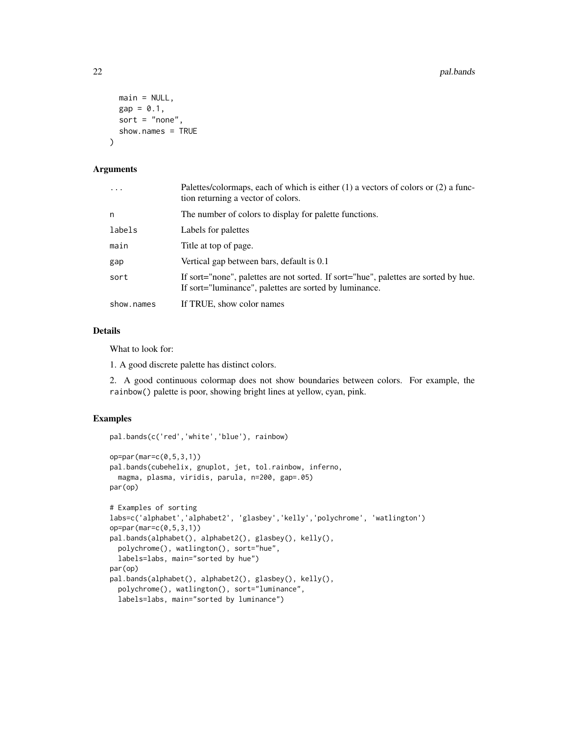```
  main = NULL,
  gap = 0.1,
  sort = "none",
  show.names = TRUE
)
```

### Arguments

| | |
|---|---|
| ... | Palettes/colormaps, each of which is either (1) a vectors of colors or (2) a function returning a vector of colors. |
| n | The number of colors to display for palette functions. |
| labels | Labels for palettes |
| main | Title at top of page. |
| gap | Vertical gap between bars, default is 0.1 |
| sort | If sort="none", palettes are not sorted. If sort="hue", palettes are sorted by hue. If sort="luminance", palettes are sorted by luminance. |
| show.names | If TRUE, show color names |

### Details

What to look for:

1. A good discrete palette has distinct colors.

2. A good continuous colormap does not show boundaries between colors. For example, the rainbow() palette is poor, showing bright lines at yellow, cyan, pink.

### Examples

```
pal.bands(c('red','white','blue'), rainbow)

op=par(mar=c(0,5,3,1))
pal.bands(cubehelix, gnuplot, jet, tol.rainbow, inferno,
  magma, plasma, viridis, parula, n=200, gap=.05)
par(op)

# Examples of sorting
labs=c('alphabet','alphabet2', 'glasbey','kelly','polychrome', 'watlington')
op=par(mar=c(0,5,3,1))
pal.bands(alphabet(), alphabet2(), glasbey(), kelly(),
  polychrome(), watlington(), sort="hue",
  labels=labs, main="sorted by hue")
par(op)
pal.bands(alphabet(), alphabet2(), glasbey(), kelly(),
  polychrome(), watlington(), sort="luminance",
  labels=labs, main="sorted by luminance")
```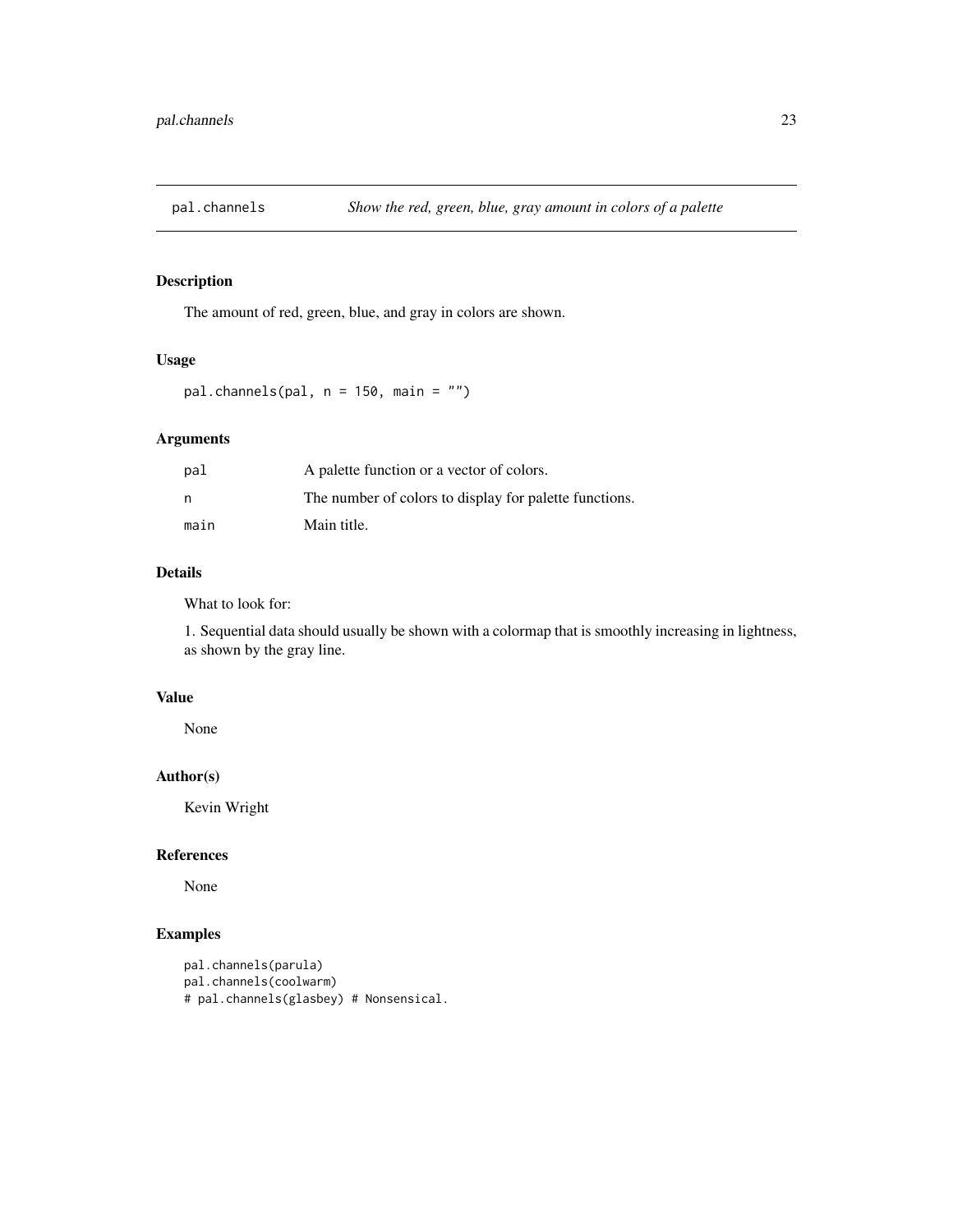## pal.channels — *Show the red, green, blue, gray amount in colors of a palette*

### Description

The amount of red, green, blue, and gray in colors are shown.

### Usage

```
pal.channels(pal, n = 150, main = "")
```

### Arguments

| | |
|---|---|
| pal | A palette function or a vector of colors. |
| n | The number of colors to display for palette functions. |
| main | Main title. |

### Details

What to look for:

1. Sequential data should usually be shown with a colormap that is smoothly increasing in lightness, as shown by the gray line.

### Value

None

### Author(s)

Kevin Wright

### References

None

### Examples

```
pal.channels(parula)
pal.channels(coolwarm)
# pal.channels(glasbey) # Nonsensical.
```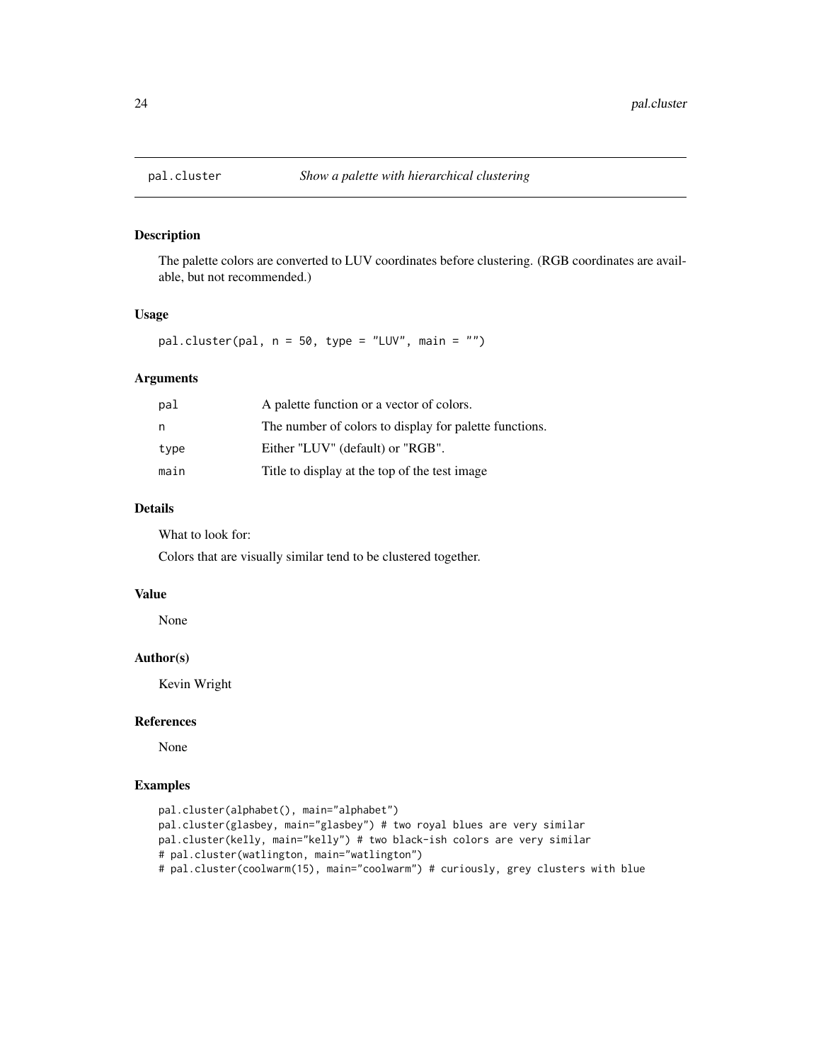## pal.cluster *Show a palette with hierarchical clustering*

### Description

The palette colors are converted to LUV coordinates before clustering. (RGB coordinates are available, but not recommended.)

### Usage

```
pal.cluster(pal, n = 50, type = "LUV", main = "")
```

### Arguments

| | |
|---|---|
| pal | A palette function or a vector of colors. |
| n | The number of colors to display for palette functions. |
| type | Either "LUV" (default) or "RGB". |
| main | Title to display at the top of the test image |

### Details

What to look for:

Colors that are visually similar tend to be clustered together.

### Value

None

### Author(s)

Kevin Wright

### References

None

### Examples

```
pal.cluster(alphabet(), main="alphabet")
pal.cluster(glasbey, main="glasbey") # two royal blues are very similar
pal.cluster(kelly, main="kelly") # two black-ish colors are very similar
# pal.cluster(watlington, main="watlington")
# pal.cluster(coolwarm(15), main="coolwarm") # curiously, grey clusters with blue
```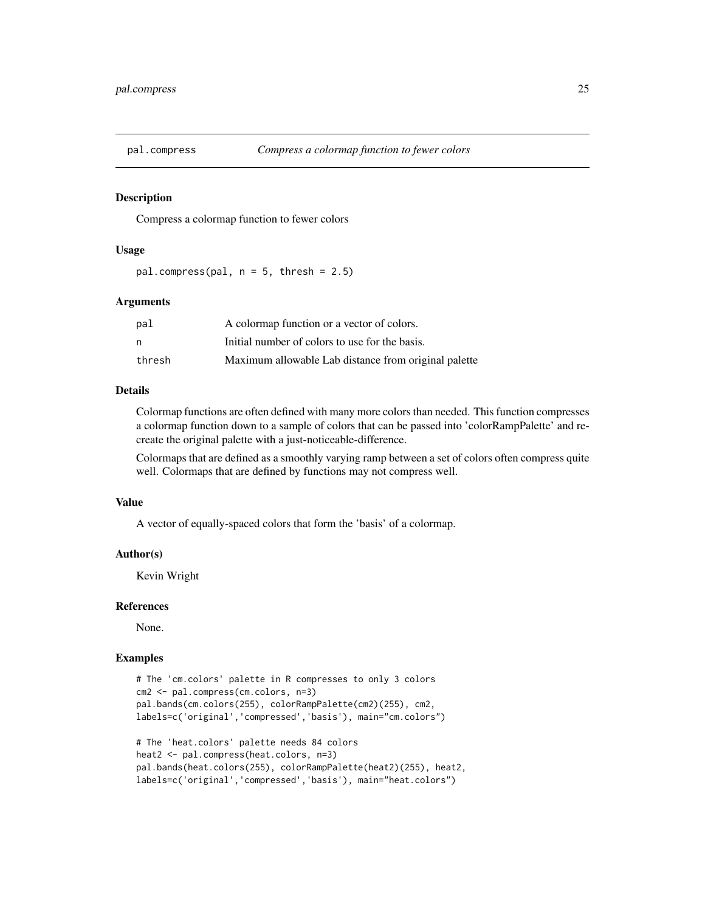# pal.compress — *Compress a colormap function to fewer colors*

## Description

Compress a colormap function to fewer colors

## Usage

```
pal.compress(pal, n = 5, thresh = 2.5)
```

## Arguments

| | |
|---|---|
| pal | A colormap function or a vector of colors. |
| n | Initial number of colors to use for the basis. |
| thresh | Maximum allowable Lab distance from original palette |

## Details

Colormap functions are often defined with many more colors than needed. This function compresses a colormap function down to a sample of colors that can be passed into 'colorRampPalette' and re-create the original palette with a just-noticeable-difference.

Colormaps that are defined as a smoothly varying ramp between a set of colors often compress quite well. Colormaps that are defined by functions may not compress well.

## Value

A vector of equally-spaced colors that form the 'basis' of a colormap.

## Author(s)

Kevin Wright

## References

None.

## Examples

```
# The 'cm.colors' palette in R compresses to only 3 colors
cm2 <- pal.compress(cm.colors, n=3)
pal.bands(cm.colors(255), colorRampPalette(cm2)(255), cm2,
labels=c('original','compressed','basis'), main="cm.colors")

# The 'heat.colors' palette needs 84 colors
heat2 <- pal.compress(heat.colors, n=3)
pal.bands(heat.colors(255), colorRampPalette(heat2)(255), heat2,
labels=c('original','compressed','basis'), main="heat.colors")
```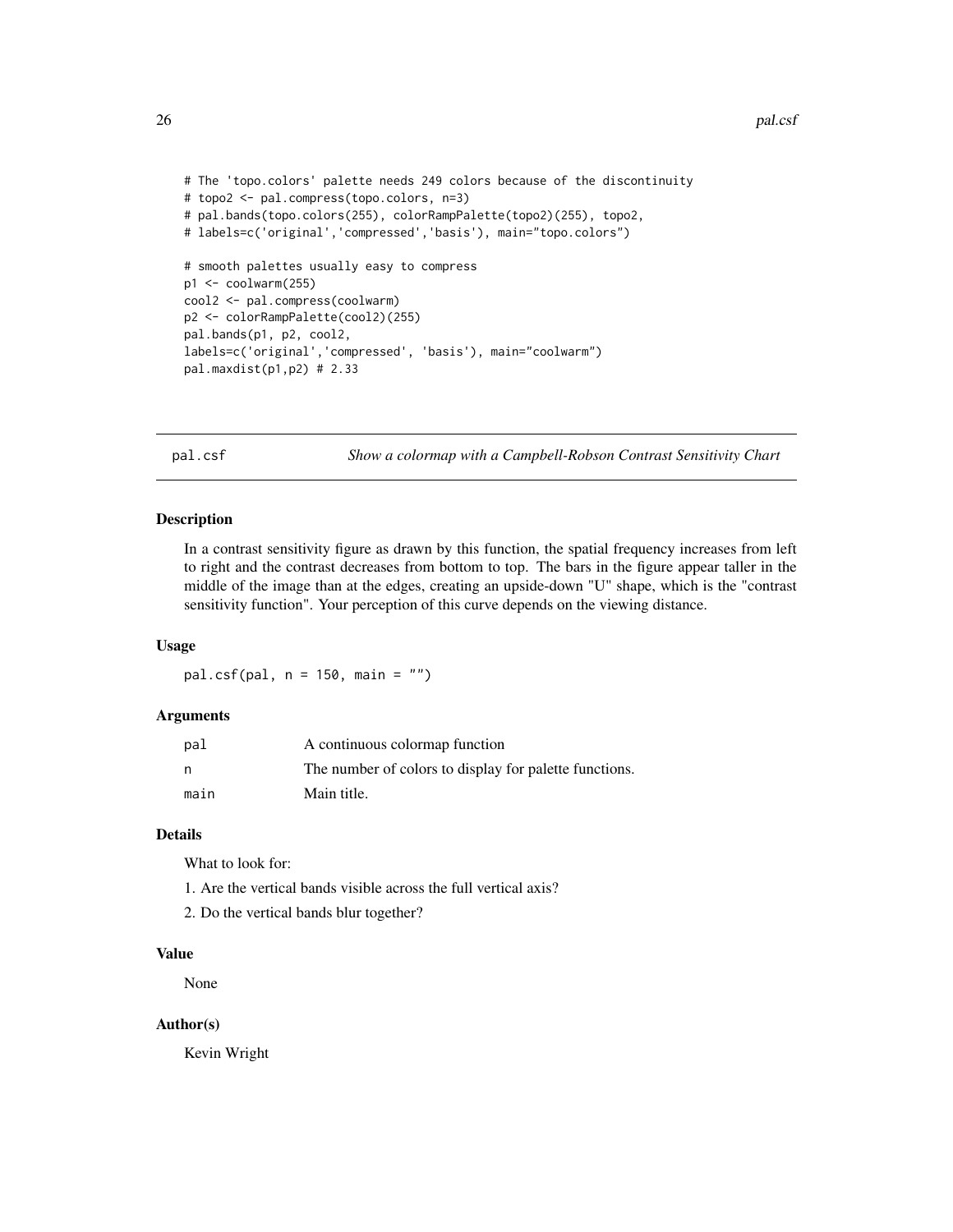```
# The 'topo.colors' palette needs 249 colors because of the discontinuity
# topo2 <- pal.compress(topo.colors, n=3)
# pal.bands(topo.colors(255), colorRampPalette(topo2)(255), topo2,
# labels=c('original','compressed','basis'), main="topo.colors")

# smooth palettes usually easy to compress
p1 <- coolwarm(255)
cool2 <- pal.compress(coolwarm)
p2 <- colorRampPalette(cool2)(255)
pal.bands(p1, p2, cool2,
labels=c('original','compressed', 'basis'), main="coolwarm")
pal.maxdist(p1,p2) # 2.33
```

---

## pal.csf *Show a colormap with a Campbell-Robson Contrast Sensitivity Chart*

### Description

In a contrast sensitivity figure as drawn by this function, the spatial frequency increases from left to right and the contrast decreases from bottom to top. The bars in the figure appear taller in the middle of the image than at the edges, creating an upside-down "U" shape, which is the "contrast sensitivity function". Your perception of this curve depends on the viewing distance.

### Usage

```
pal.csf(pal, n = 150, main = "")
```

### Arguments

| | |
|---|---|
| pal | A continuous colormap function |
| n | The number of colors to display for palette functions. |
| main | Main title. |

### Details

What to look for:

1. Are the vertical bands visible across the full vertical axis?
2. Do the vertical bands blur together?

### Value

None

### Author(s)

Kevin Wright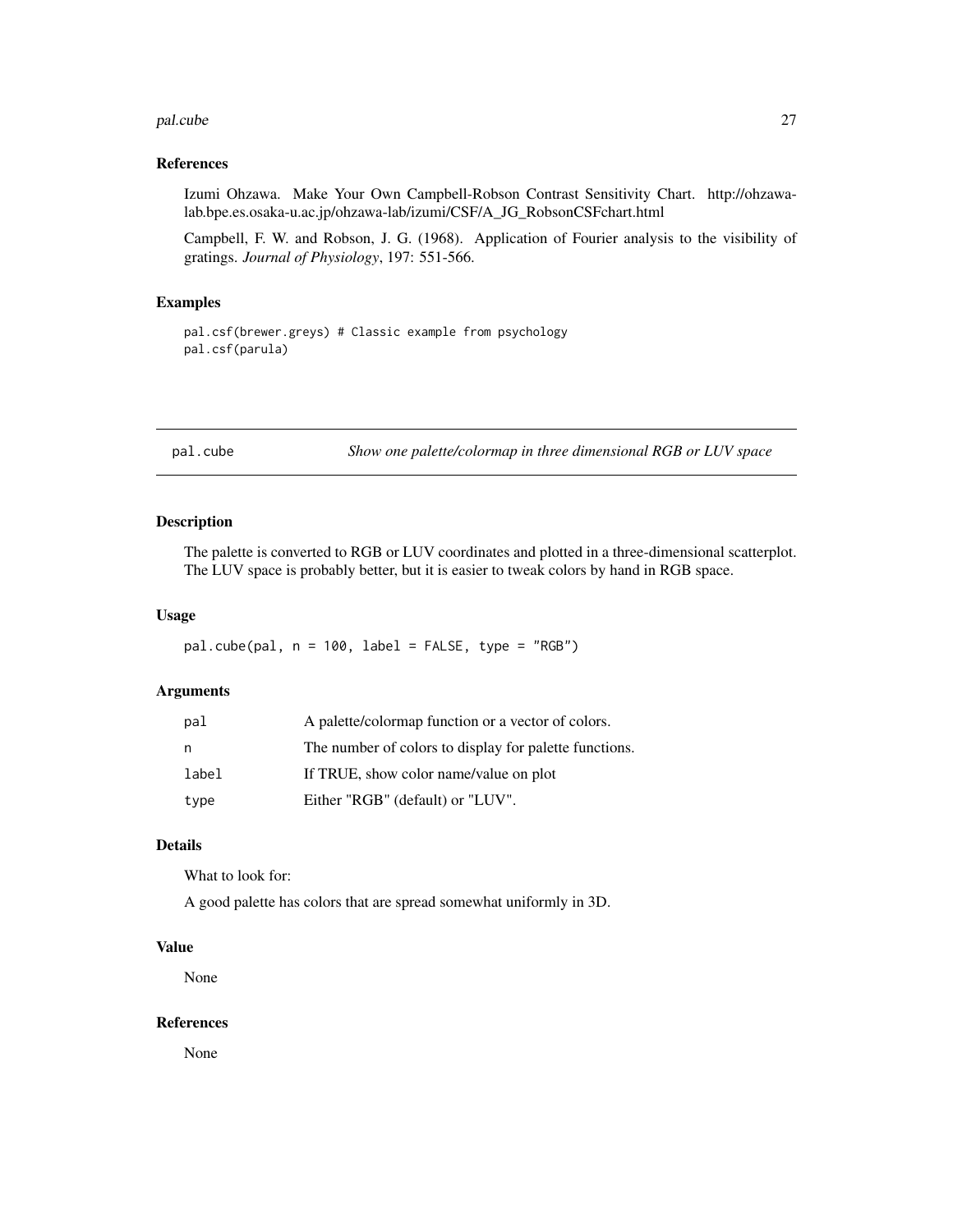### References

Izumi Ohzawa. Make Your Own Campbell-Robson Contrast Sensitivity Chart. http://ohzawa-lab.bpe.es.osaka-u.ac.jp/ohzawa-lab/izumi/CSF/A_JG_RobsonCSFchart.html

Campbell, F. W. and Robson, J. G. (1968). Application of Fourier analysis to the visibility of gratings. *Journal of Physiology*, 197: 551-566.

### Examples

```
pal.csf(brewer.greys) # Classic example from psychology
pal.csf(parula)
```

---

## pal.cube — *Show one palette/colormap in three dimensional RGB or LUV space*

### Description

The palette is converted to RGB or LUV coordinates and plotted in a three-dimensional scatterplot. The LUV space is probably better, but it is easier to tweak colors by hand in RGB space.

### Usage

```
pal.cube(pal, n = 100, label = FALSE, type = "RGB")
```

### Arguments

| | |
|---|---|
| pal | A palette/colormap function or a vector of colors. |
| n | The number of colors to display for palette functions. |
| label | If TRUE, show color name/value on plot |
| type | Either "RGB" (default) or "LUV". |

### Details

What to look for:

A good palette has colors that are spread somewhat uniformly in 3D.

### Value

None

### References

None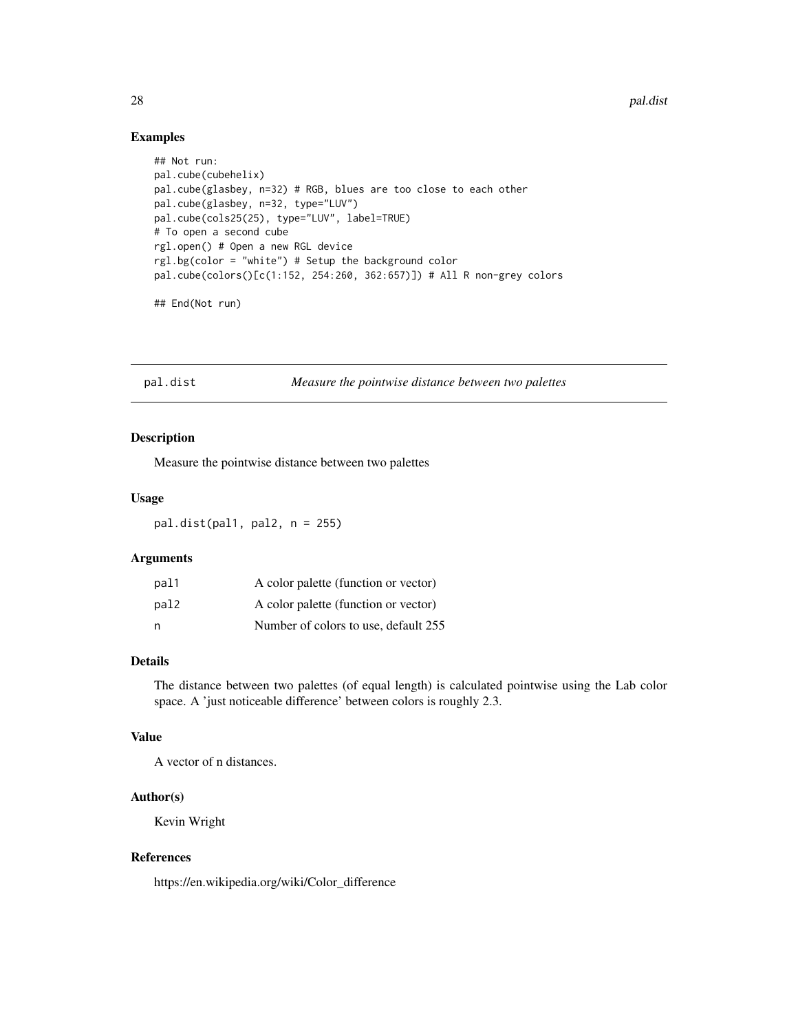### Examples

```
## Not run:
pal.cube(cubehelix)
pal.cube(glasbey, n=32) # RGB, blues are too close to each other
pal.cube(glasbey, n=32, type="LUV")
pal.cube(cols25(25), type="LUV", label=TRUE)
# To open a second cube
rgl.open() # Open a new RGL device
rgl.bg(color = "white") # Setup the background color
pal.cube(colors()[c(1:152, 254:260, 362:657)]) # All R non-grey colors

## End(Not run)
```

---

## pal.dist *Measure the pointwise distance between two palettes*

---

### Description

Measure the pointwise distance between two palettes

### Usage

```
pal.dist(pal1, pal2, n = 255)
```

### Arguments

| | |
|---|---|
| pal1 | A color palette (function or vector) |
| pal2 | A color palette (function or vector) |
| n | Number of colors to use, default 255 |

### Details

The distance between two palettes (of equal length) is calculated pointwise using the Lab color space. A 'just noticeable difference' between colors is roughly 2.3.

### Value

A vector of n distances.

### Author(s)

Kevin Wright

### References

https://en.wikipedia.org/wiki/Color_difference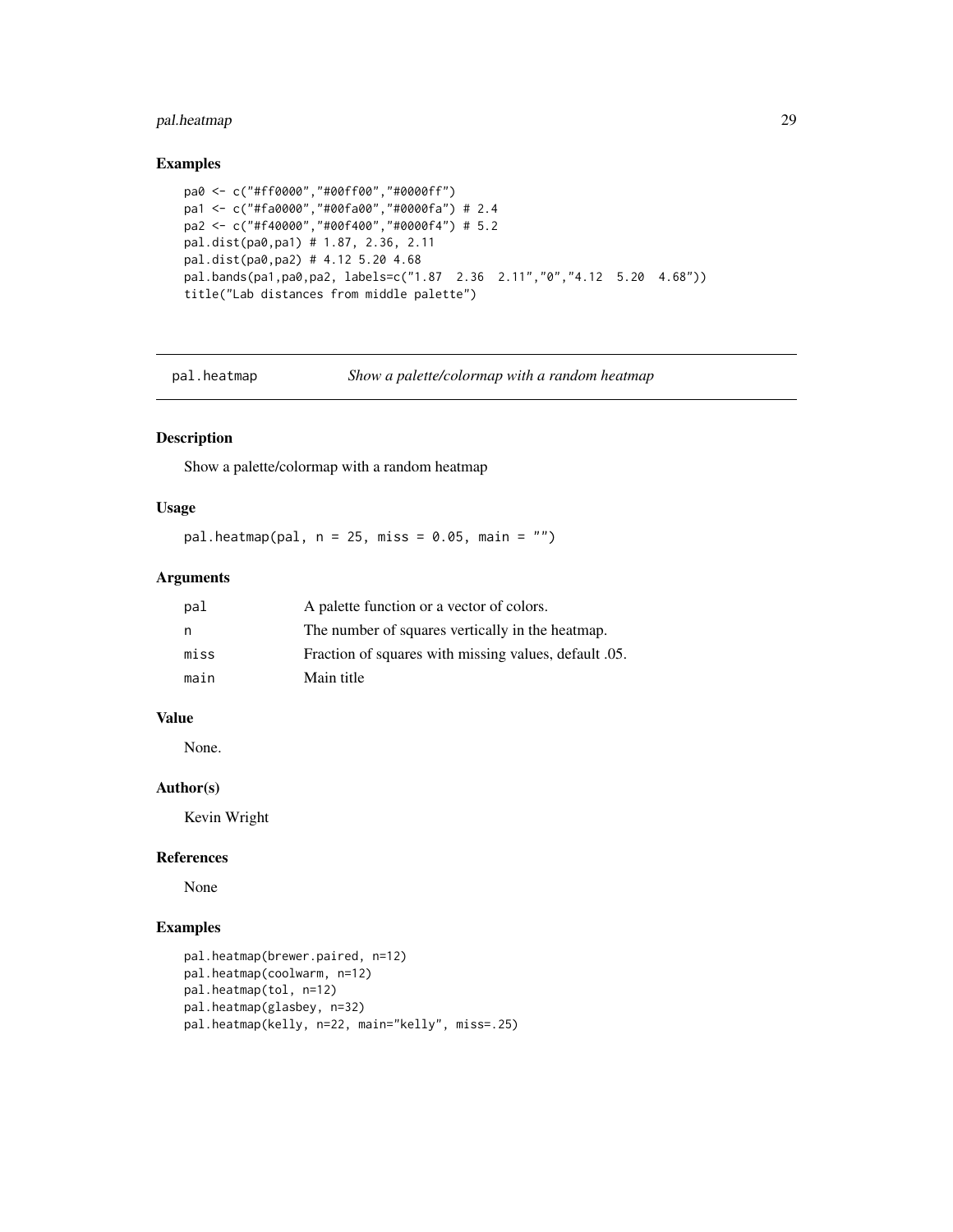## Examples

```
pa0 <- c("#ff0000","#00ff00","#0000ff")
pa1 <- c("#fa0000","#00fa00","#0000fa") # 2.4
pa2 <- c("#f40000","#00f400","#0000f4") # 5.2
pal.dist(pa0,pa1) # 1.87, 2.36, 2.11
pal.dist(pa0,pa2) # 4.12 5.20 4.68
pal.bands(pa1,pa0,pa2, labels=c("1.87  2.36  2.11","0","4.12  5.20  4.68"))
title("Lab distances from middle palette")
```

---

# pal.heatmap — *Show a palette/colormap with a random heatmap*

## Description

Show a palette/colormap with a random heatmap

## Usage

```
pal.heatmap(pal, n = 25, miss = 0.05, main = "")
```

## Arguments

| | |
|---|---|
| pal | A palette function or a vector of colors. |
| n | The number of squares vertically in the heatmap. |
| miss | Fraction of squares with missing values, default .05. |
| main | Main title |

## Value

None.

## Author(s)

Kevin Wright

## References

None

## Examples

```
pal.heatmap(brewer.paired, n=12)
pal.heatmap(coolwarm, n=12)
pal.heatmap(tol, n=12)
pal.heatmap(glasbey, n=32)
pal.heatmap(kelly, n=22, main="kelly", miss=.25)
```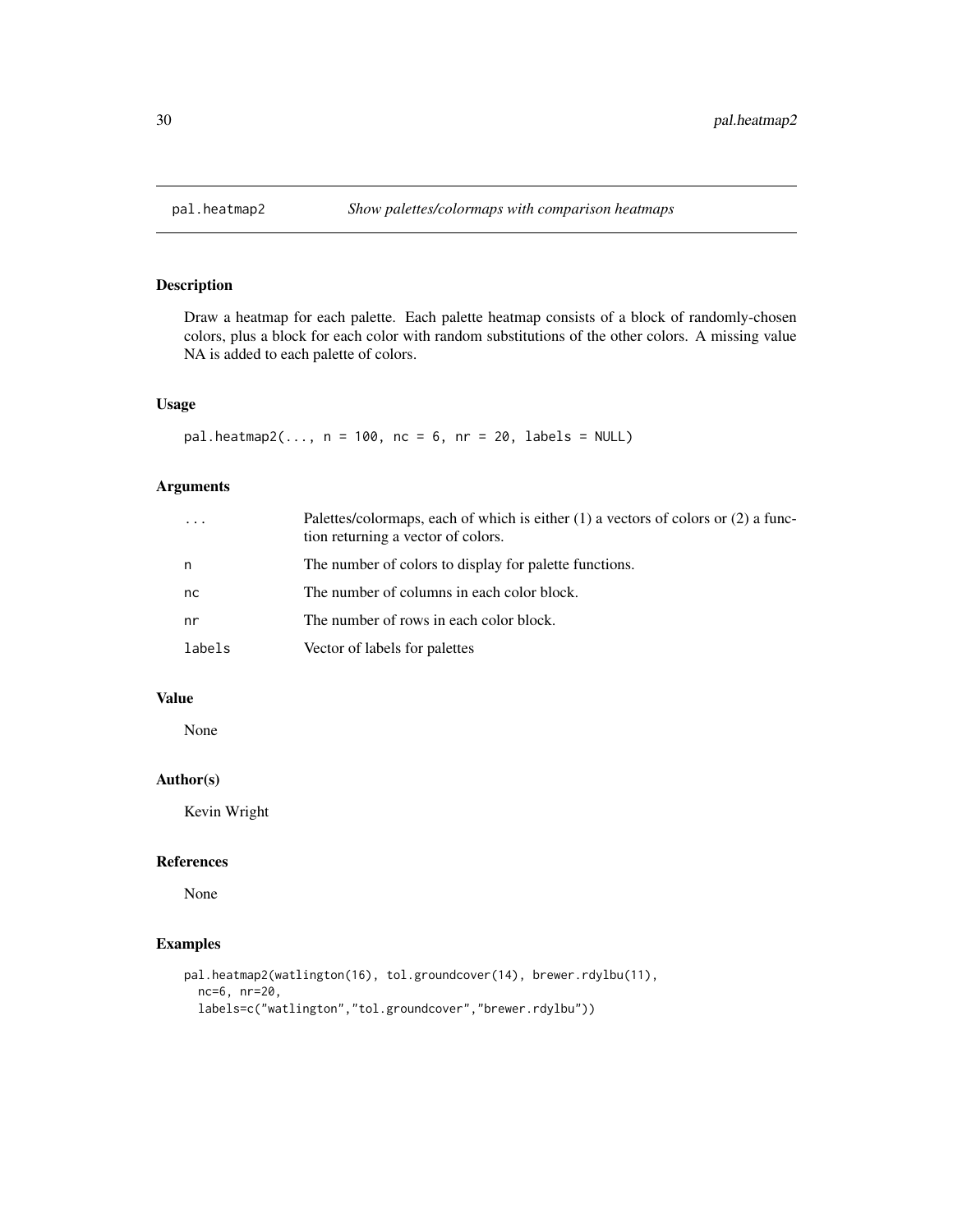# pal.heatmap2 — *Show palettes/colormaps with comparison heatmaps*

## Description

Draw a heatmap for each palette. Each palette heatmap consists of a block of randomly-chosen colors, plus a block for each color with random substitutions of the other colors. A missing value NA is added to each palette of colors.

## Usage

```
pal.heatmap2(..., n = 100, nc = 6, nr = 20, labels = NULL)
```

## Arguments

| Argument | Description |
|---|---|
| ... | Palettes/colormaps, each of which is either (1) a vectors of colors or (2) a function returning a vector of colors. |
| n | The number of colors to display for palette functions. |
| nc | The number of columns in each color block. |
| nr | The number of rows in each color block. |
| labels | Vector of labels for palettes |

## Value

None

## Author(s)

Kevin Wright

## References

None

## Examples

```
pal.heatmap2(watlington(16), tol.groundcover(14), brewer.rdylbu(11),
  nc=6, nr=20,
  labels=c("watlington","tol.groundcover","brewer.rdylbu"))
```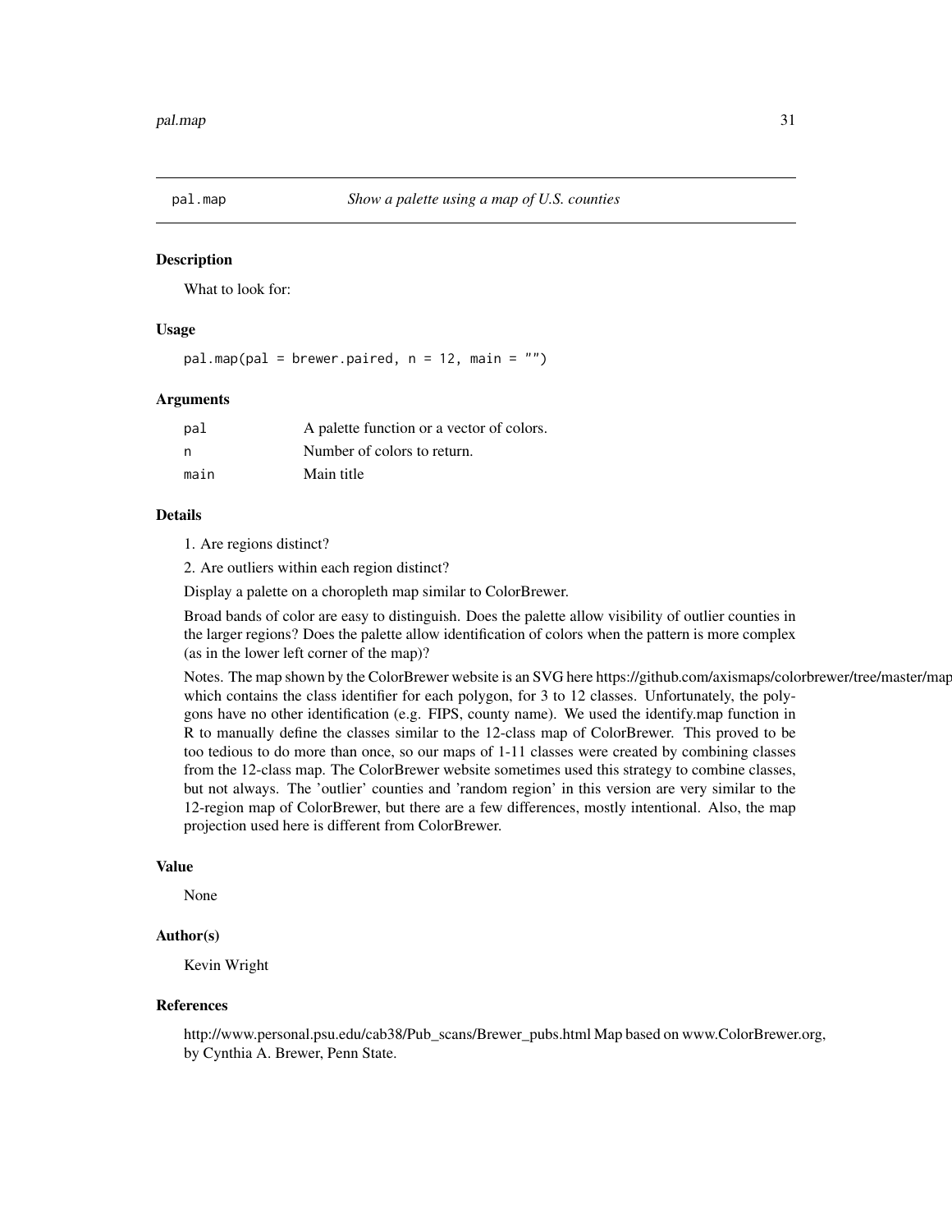## pal.map *Show a palette using a map of U.S. counties*

### Description

What to look for:

### Usage

```
pal.map(pal = brewer.paired, n = 12, main = "")
```

### Arguments

| | |
|---|---|
| pal | A palette function or a vector of colors. |
| n | Number of colors to return. |
| main | Main title |

### Details

1. Are regions distinct?
2. Are outliers within each region distinct?

Display a palette on a choropleth map similar to ColorBrewer.

Broad bands of color are easy to distinguish. Does the palette allow visibility of outlier counties in the larger regions? Does the palette allow identification of colors when the pattern is more complex (as in the lower left corner of the map)?

Notes. The map shown by the ColorBrewer website is an SVG here https://github.com/axismaps/colorbrewer/tree/master/map which contains the class identifier for each polygon, for 3 to 12 classes. Unfortunately, the polygons have no other identification (e.g. FIPS, county name). We used the identify.map function in R to manually define the classes similar to the 12-class map of ColorBrewer. This proved to be too tedious to do more than once, so our maps of 1-11 classes were created by combining classes from the 12-class map. The ColorBrewer website sometimes used this strategy to combine classes, but not always. The 'outlier' counties and 'random region' in this version are very similar to the 12-region map of ColorBrewer, but there are a few differences, mostly intentional. Also, the map projection used here is different from ColorBrewer.

### Value

None

### Author(s)

Kevin Wright

### References

http://www.personal.psu.edu/cab38/Pub_scans/Brewer_pubs.html Map based on www.ColorBrewer.org, by Cynthia A. Brewer, Penn State.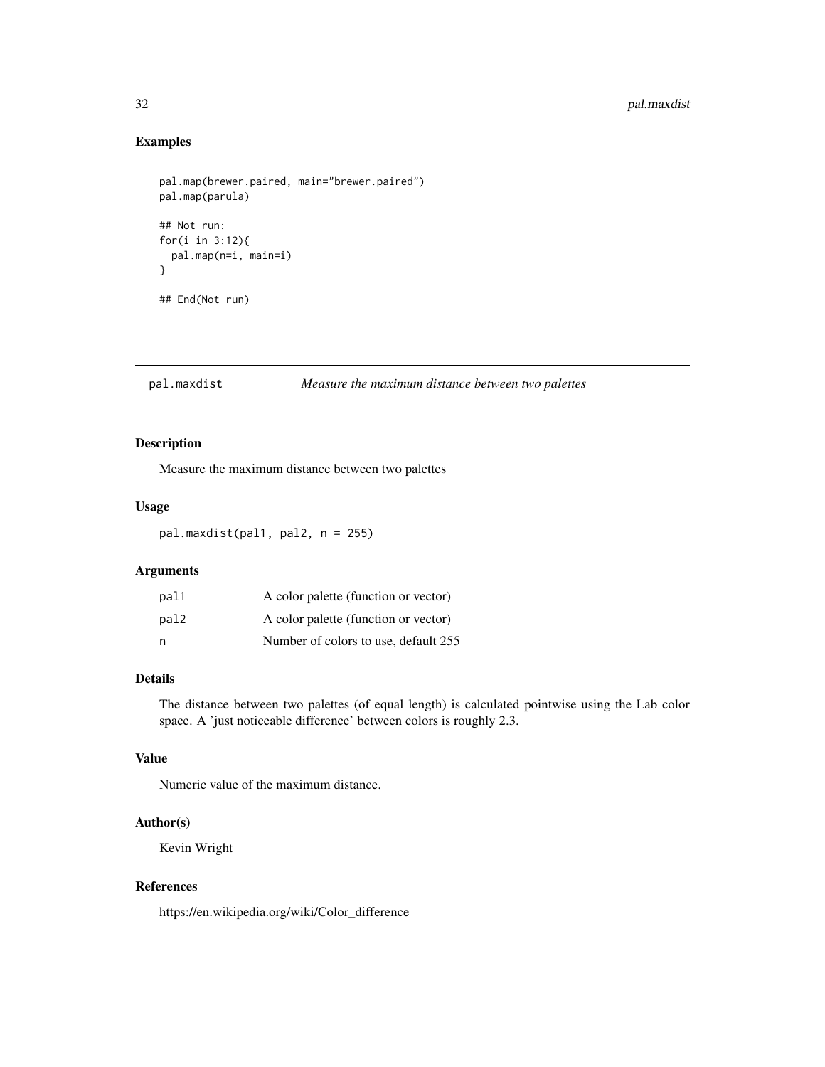## Examples

```
pal.map(brewer.paired, main="brewer.paired")
pal.map(parula)

## Not run:
for(i in 3:12){
  pal.map(n=i, main=i)
}

## End(Not run)
```

---

# pal.maxdist — *Measure the maximum distance between two palettes*

---

## Description

Measure the maximum distance between two palettes

## Usage

```
pal.maxdist(pal1, pal2, n = 255)
```

## Arguments

| | |
|---|---|
| pal1 | A color palette (function or vector) |
| pal2 | A color palette (function or vector) |
| n | Number of colors to use, default 255 |

## Details

The distance between two palettes (of equal length) is calculated pointwise using the Lab color space. A 'just noticeable difference' between colors is roughly 2.3.

## Value

Numeric value of the maximum distance.

## Author(s)

Kevin Wright

## References

https://en.wikipedia.org/wiki/Color_difference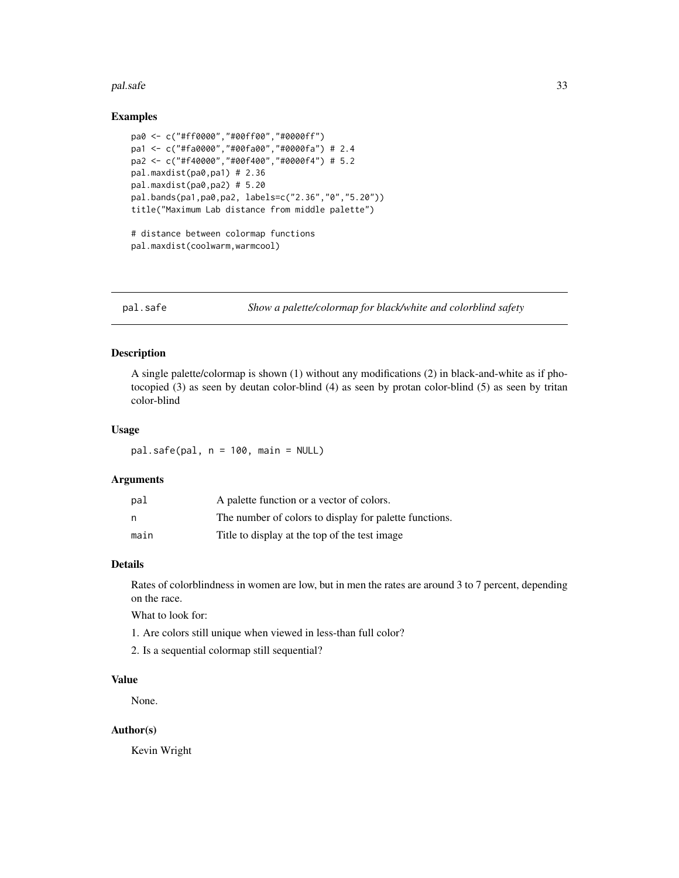### Examples

```
pa0 <- c("#ff0000","#00ff00","#0000ff")
pa1 <- c("#fa0000","#00fa00","#0000fa") # 2.4
pa2 <- c("#f40000","#00f400","#0000f4") # 5.2
pal.maxdist(pa0,pa1) # 2.36
pal.maxdist(pa0,pa2) # 5.20
pal.bands(pa1,pa0,pa2, labels=c("2.36","0","5.20"))
title("Maximum Lab distance from middle palette")

# distance between colormap functions
pal.maxdist(coolwarm,warmcool)
```

---

## pal.safe — *Show a palette/colormap for black/white and colorblind safety*

### Description

A single palette/colormap is shown (1) without any modifications (2) in black-and-white as if photocopied (3) as seen by deutan color-blind (4) as seen by protan color-blind (5) as seen by tritan color-blind

### Usage

```
pal.safe(pal, n = 100, main = NULL)
```

### Arguments

| | |
|---|---|
| pal | A palette function or a vector of colors. |
| n | The number of colors to display for palette functions. |
| main | Title to display at the top of the test image |

### Details

Rates of colorblindness in women are low, but in men the rates are around 3 to 7 percent, depending on the race.

What to look for:

1. Are colors still unique when viewed in less-than full color?
2. Is a sequential colormap still sequential?

### Value

None.

### Author(s)

Kevin Wright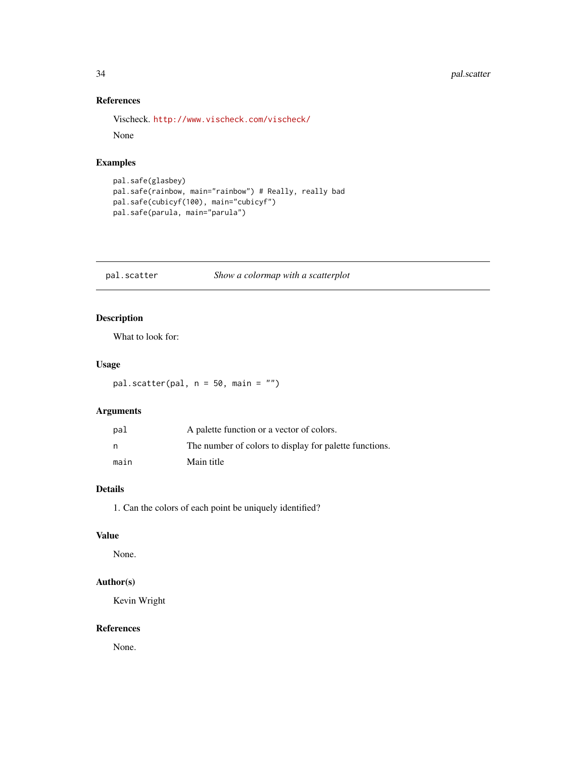### References

Vischeck. http://www.vischeck.com/vischeck/

None

### Examples

```
pal.safe(glasbey)
pal.safe(rainbow, main="rainbow") # Really, really bad
pal.safe(cubicyf(100), main="cubicyf")
pal.safe(parula, main="parula")
```

---

## pal.scatter — *Show a colormap with a scatterplot*

---

### Description

What to look for:

### Usage

```
pal.scatter(pal, n = 50, main = "")
```

### Arguments

| | |
|---|---|
| `pal` | A palette function or a vector of colors. |
| `n` | The number of colors to display for palette functions. |
| `main` | Main title |

### Details

1. Can the colors of each point be uniquely identified?

### Value

None.

### Author(s)

Kevin Wright

### References

None.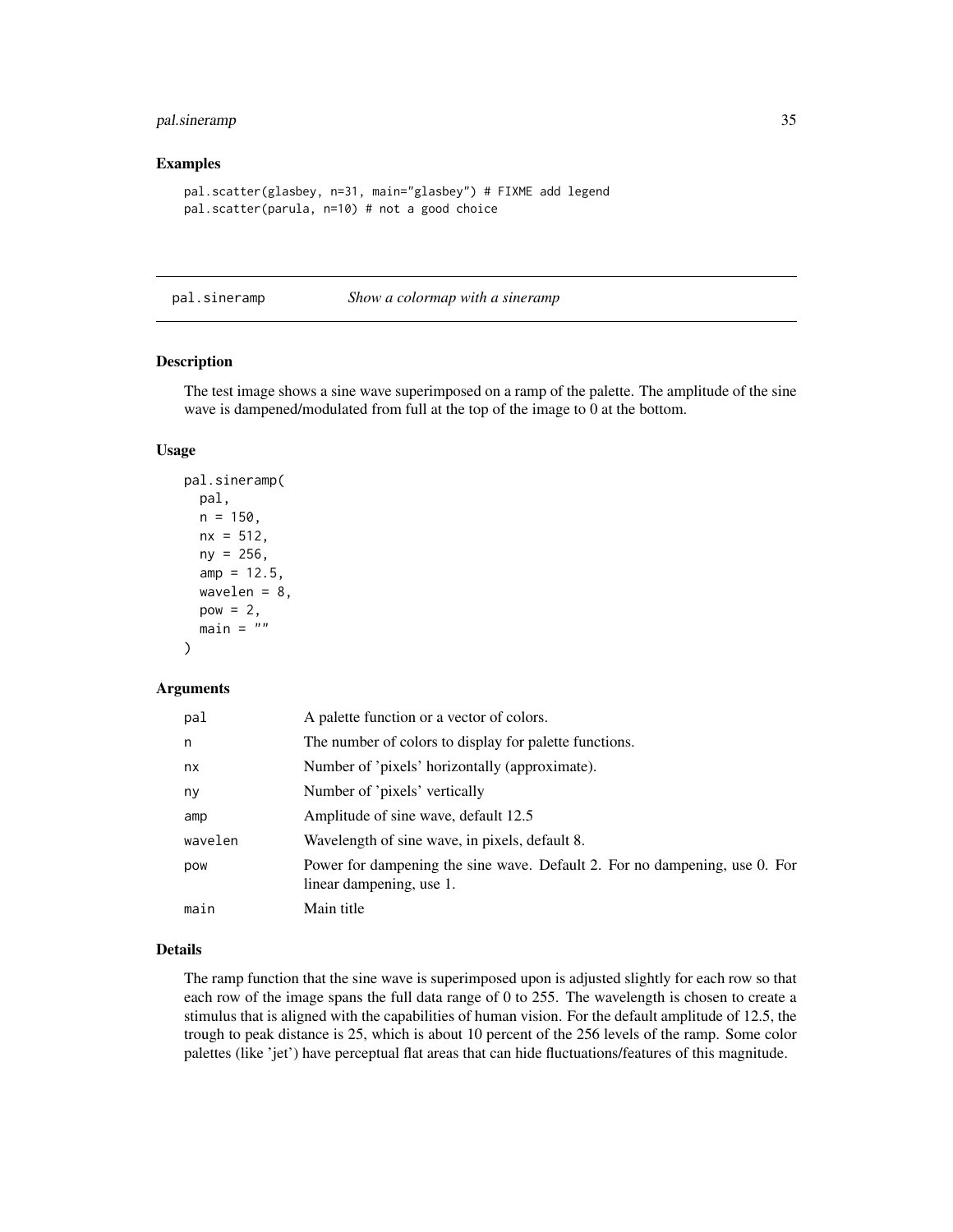## Examples

```
pal.scatter(glasbey, n=31, main="glasbey") # FIXME add legend
pal.scatter(parula, n=10) # not a good choice
```

---

## pal.sineramp &nbsp;&nbsp;&nbsp;&nbsp; *Show a colormap with a sineramp*

---

### Description

The test image shows a sine wave superimposed on a ramp of the palette. The amplitude of the sine wave is dampened/modulated from full at the top of the image to 0 at the bottom.

### Usage

```
pal.sineramp(
  pal,
  n = 150,
  nx = 512,
  ny = 256,
  amp = 12.5,
  wavelen = 8,
  pow = 2,
  main = ""
)
```

### Arguments

| | |
|---|---|
| `pal` | A palette function or a vector of colors. |
| `n` | The number of colors to display for palette functions. |
| `nx` | Number of 'pixels' horizontally (approximate). |
| `ny` | Number of 'pixels' vertically |
| `amp` | Amplitude of sine wave, default 12.5 |
| `wavelen` | Wavelength of sine wave, in pixels, default 8. |
| `pow` | Power for dampening the sine wave. Default 2. For no dampening, use 0. For linear dampening, use 1. |
| `main` | Main title |

### Details

The ramp function that the sine wave is superimposed upon is adjusted slightly for each row so that each row of the image spans the full data range of 0 to 255. The wavelength is chosen to create a stimulus that is aligned with the capabilities of human vision. For the default amplitude of 12.5, the trough to peak distance is 25, which is about 10 percent of the 256 levels of the ramp. Some color palettes (like 'jet') have perceptual flat areas that can hide fluctuations/features of this magnitude.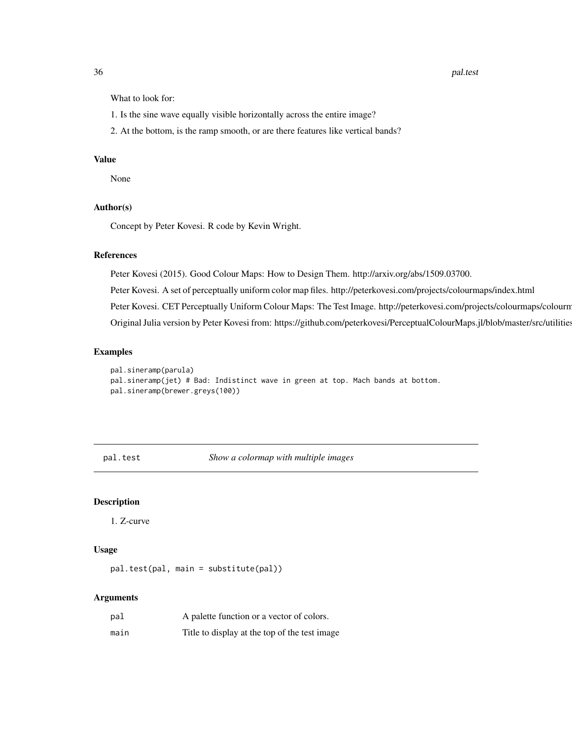What to look for:

1. Is the sine wave equally visible horizontally across the entire image?
2. At the bottom, is the ramp smooth, or are there features like vertical bands?

### Value

None

### Author(s)

Concept by Peter Kovesi. R code by Kevin Wright.

### References

Peter Kovesi (2015). Good Colour Maps: How to Design Them. http://arxiv.org/abs/1509.03700.

Peter Kovesi. A set of perceptually uniform color map files. http://peterkovesi.com/projects/colourmaps/index.html

Peter Kovesi. CET Perceptually Uniform Colour Maps: The Test Image. http://peterkovesi.com/projects/colourmaps/colourm

Original Julia version by Peter Kovesi from: https://github.com/peterkovesi/PerceptualColourMaps.jl/blob/master/src/utilities

### Examples

```
pal.sineramp(parula)
pal.sineramp(jet) # Bad: Indistinct wave in green at top. Mach bands at bottom.
pal.sineramp(brewer.greys(100))
```

---

## pal.test *Show a colormap with multiple images*

### Description

1. Z-curve

### Usage

```
pal.test(pal, main = substitute(pal))
```

### Arguments

| | |
|---|---|
| `pal` | A palette function or a vector of colors. |
| `main` | Title to display at the top of the test image |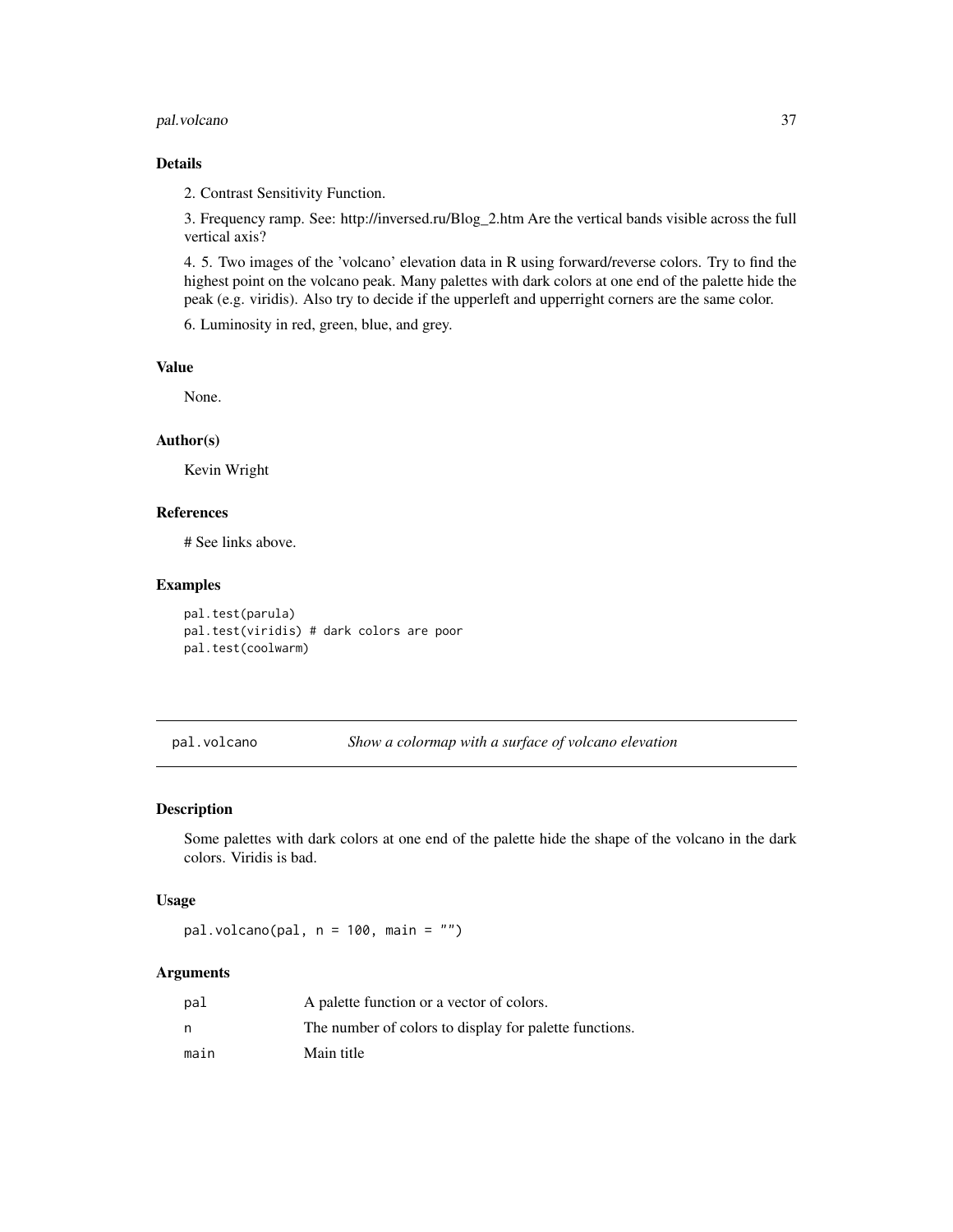### Details

2. Contrast Sensitivity Function.

3. Frequency ramp. See: http://inversed.ru/Blog_2.htm Are the vertical bands visible across the full vertical axis?

4. 5. Two images of the 'volcano' elevation data in R using forward/reverse colors. Try to find the highest point on the volcano peak. Many palettes with dark colors at one end of the palette hide the peak (e.g. viridis). Also try to decide if the upperleft and upperright corners are the same color.

6. Luminosity in red, green, blue, and grey.

### Value

None.

### Author(s)

Kevin Wright

### References

# See links above.

### Examples

```
pal.test(parula)
pal.test(viridis) # dark colors are poor
pal.test(coolwarm)
```

---

## pal.volcano — *Show a colormap with a surface of volcano elevation*

### Description

Some palettes with dark colors at one end of the palette hide the shape of the volcano in the dark colors. Viridis is bad.

### Usage

```
pal.volcano(pal, n = 100, main = "")
```

### Arguments

| | |
|---|---|
| pal | A palette function or a vector of colors. |
| n | The number of colors to display for palette functions. |
| main | Main title |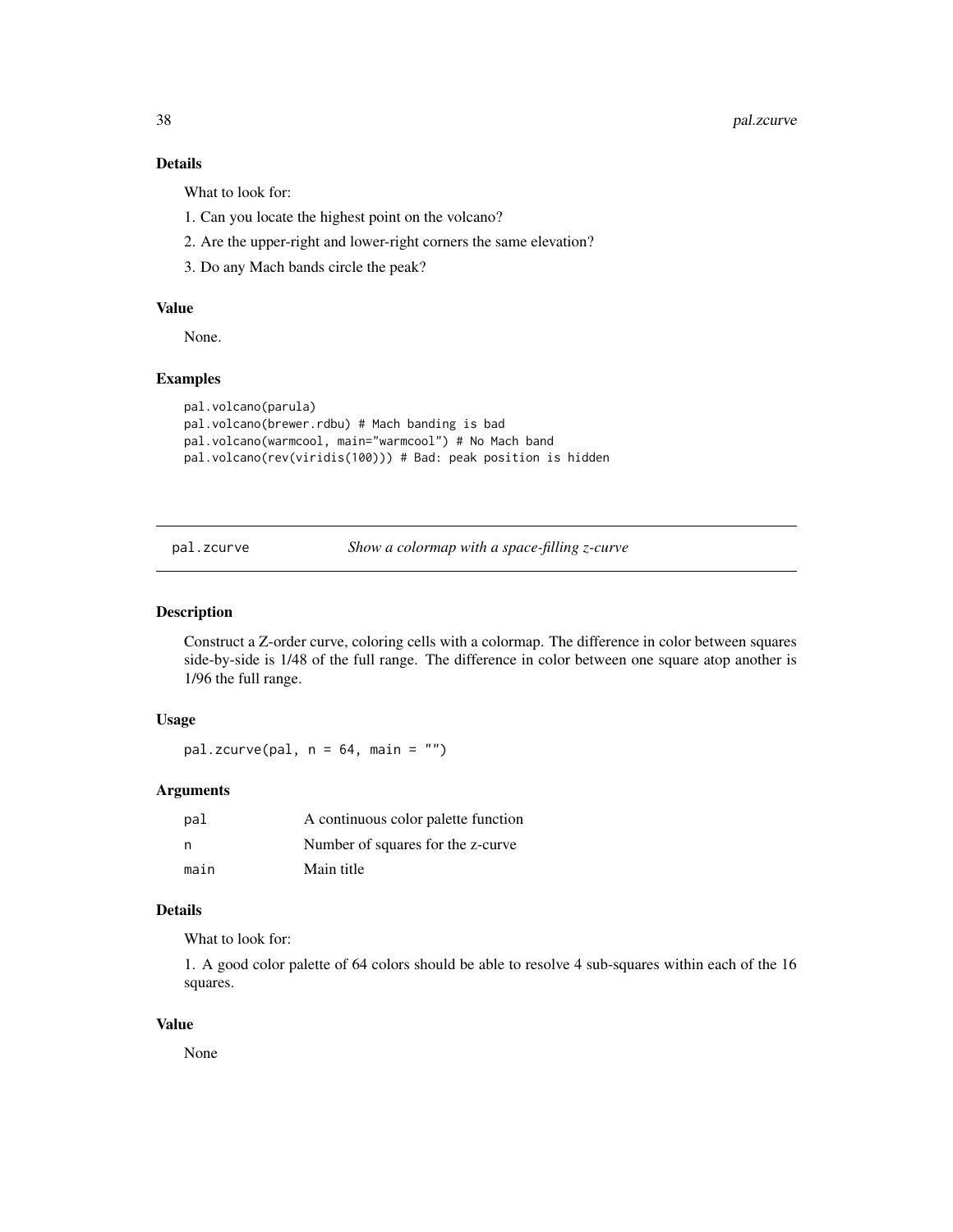### Details

What to look for:

1. Can you locate the highest point on the volcano?

2. Are the upper-right and lower-right corners the same elevation?

3. Do any Mach bands circle the peak?

### Value

None.

### Examples

```
pal.volcano(parula)
pal.volcano(brewer.rdbu) # Mach banding is bad
pal.volcano(warmcool, main="warmcool") # No Mach band
pal.volcano(rev(viridis(100))) # Bad: peak position is hidden
```

---

## pal.zcurve *Show a colormap with a space-filling z-curve*

### Description

Construct a Z-order curve, coloring cells with a colormap. The difference in color between squares side-by-side is 1/48 of the full range. The difference in color between one square atop another is 1/96 the full range.

### Usage

```
pal.zcurve(pal, n = 64, main = "")
```

### Arguments

| | |
|---|---|
| pal | A continuous color palette function |
| n | Number of squares for the z-curve |
| main | Main title |

### Details

What to look for:

1. A good color palette of 64 colors should be able to resolve 4 sub-squares within each of the 16 squares.

### Value

None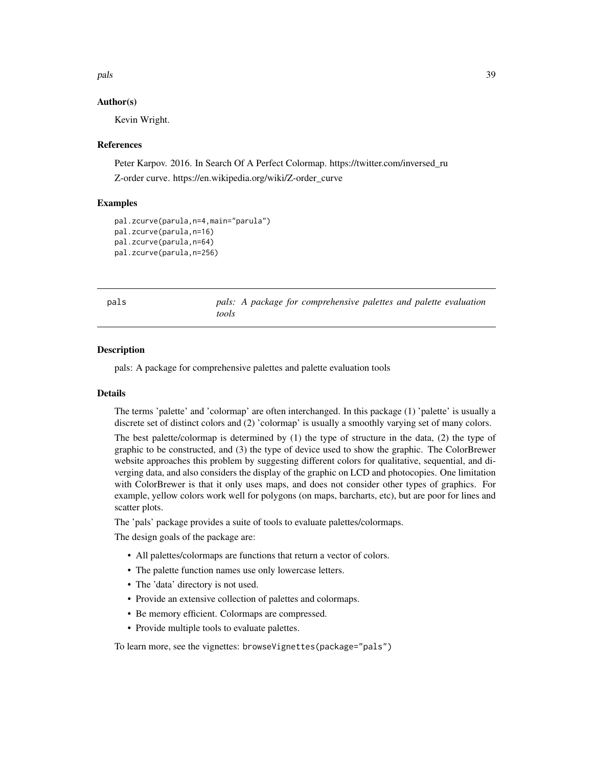### Author(s)

Kevin Wright.

### References

Peter Karpov. 2016. In Search Of A Perfect Colormap. https://twitter.com/inversed_ru

Z-order curve. https://en.wikipedia.org/wiki/Z-order_curve

### Examples

```
pal.zcurve(parula,n=4,main="parula")
pal.zcurve(parula,n=16)
pal.zcurve(parula,n=64)
pal.zcurve(parula,n=256)
```

---

## pals — *pals: A package for comprehensive palettes and palette evaluation tools*

---

### Description

pals: A package for comprehensive palettes and palette evaluation tools

### Details

The terms 'palette' and 'colormap' are often interchanged. In this package (1) 'palette' is usually a discrete set of distinct colors and (2) 'colormap' is usually a smoothly varying set of many colors.

The best palette/colormap is determined by (1) the type of structure in the data, (2) the type of graphic to be constructed, and (3) the type of device used to show the graphic. The ColorBrewer website approaches this problem by suggesting different colors for qualitative, sequential, and diverging data, and also considers the display of the graphic on LCD and photocopies. One limitation with ColorBrewer is that it only uses maps, and does not consider other types of graphics. For example, yellow colors work well for polygons (on maps, barcharts, etc), but are poor for lines and scatter plots.

The 'pals' package provides a suite of tools to evaluate palettes/colormaps.

The design goals of the package are:

- All palettes/colormaps are functions that return a vector of colors.
- The palette function names use only lowercase letters.
- The 'data' directory is not used.
- Provide an extensive collection of palettes and colormaps.
- Be memory efficient. Colormaps are compressed.
- Provide multiple tools to evaluate palettes.

To learn more, see the vignettes: `browseVignettes(package="pals")`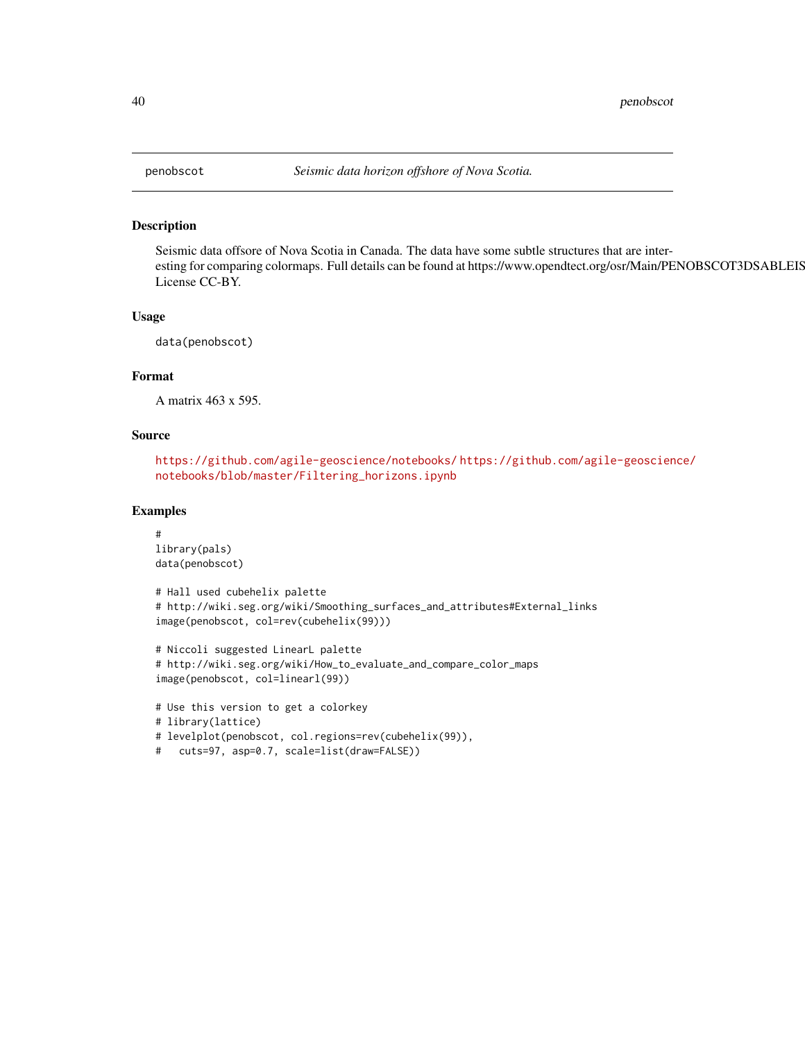## penobscot — *Seismic data horizon offshore of Nova Scotia.*

### Description

Seismic data offsore of Nova Scotia in Canada. The data have some subtle structures that are interesting for comparing colormaps. Full details can be found at https://www.opendtect.org/osr/Main/PENOBSCOT3DSABLEIS License CC-BY.

### Usage

```
data(penobscot)
```

### Format

A matrix 463 x 595.

### Source

https://github.com/agile-geoscience/notebooks/ https://github.com/agile-geoscience/notebooks/blob/master/Filtering_horizons.ipynb

### Examples

```
#
library(pals)
data(penobscot)

# Hall used cubehelix palette
# http://wiki.seg.org/wiki/Smoothing_surfaces_and_attributes#External_links
image(penobscot, col=rev(cubehelix(99)))

# Niccoli suggested LinearL palette
# http://wiki.seg.org/wiki/How_to_evaluate_and_compare_color_maps
image(penobscot, col=linearl(99))

# Use this version to get a colorkey
# library(lattice)
# levelplot(penobscot, col.regions=rev(cubehelix(99)),
#   cuts=97, asp=0.7, scale=list(draw=FALSE))
```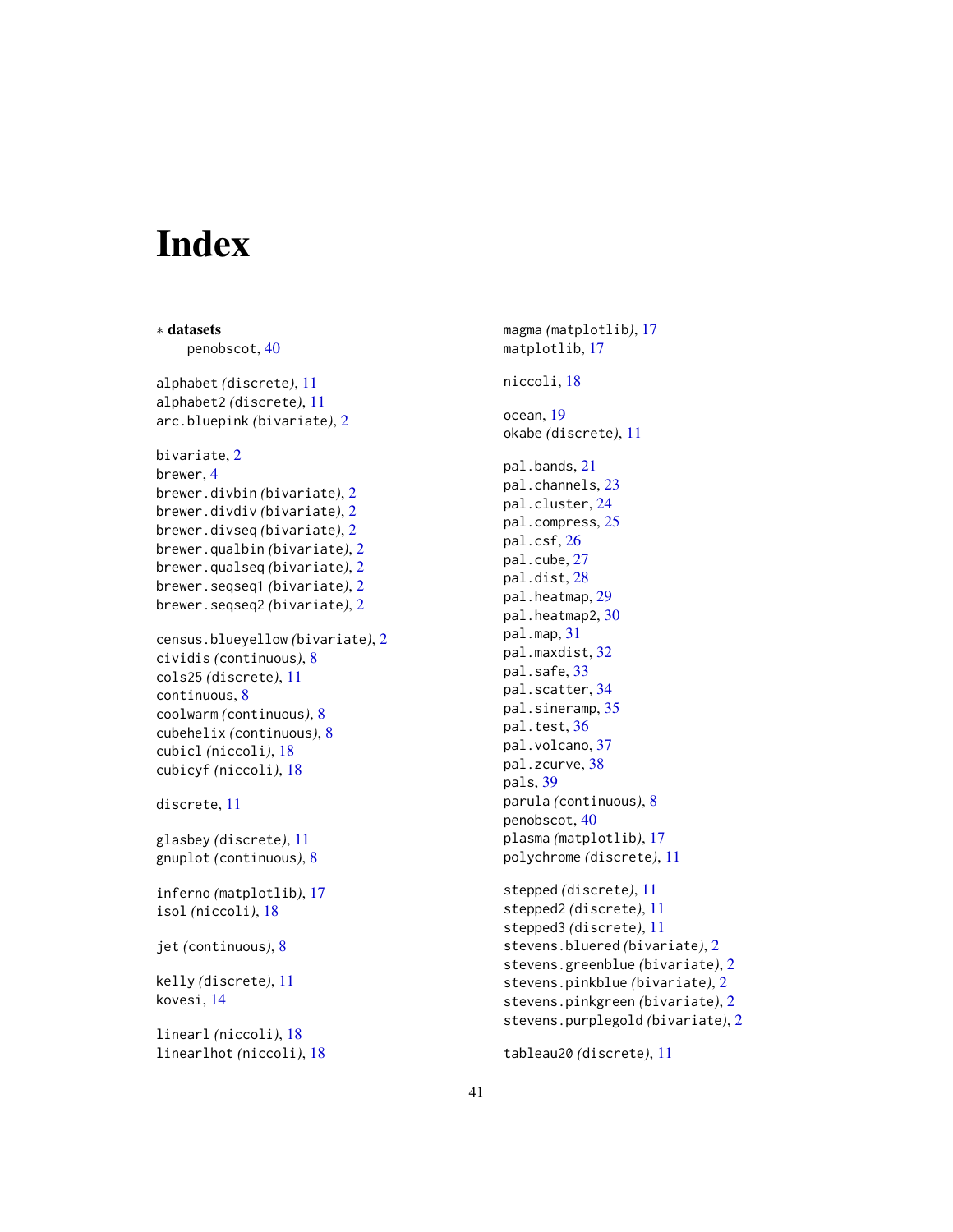# Index

∗ **datasets**
  penobscot, 40

alphabet *(discrete)*, 11
alphabet2 *(discrete)*, 11
arc.bluepink *(bivariate)*, 2

bivariate, 2
brewer, 4
brewer.divbin *(bivariate)*, 2
brewer.divdiv *(bivariate)*, 2
brewer.divseq *(bivariate)*, 2
brewer.qualbin *(bivariate)*, 2
brewer.qualseq *(bivariate)*, 2
brewer.seqseq1 *(bivariate)*, 2
brewer.seqseq2 *(bivariate)*, 2

census.blueyellow *(bivariate)*, 2
cividis *(continuous)*, 8
cols25 *(discrete)*, 11
continuous, 8
coolwarm *(continuous)*, 8
cubehelix *(continuous)*, 8
cubicl *(niccoli)*, 18
cubicyf *(niccoli)*, 18

discrete, 11

glasbey *(discrete)*, 11
gnuplot *(continuous)*, 8

inferno *(matplotlib)*, 17
isol *(niccoli)*, 18

jet *(continuous)*, 8

kelly *(discrete)*, 11
kovesi, 14

linearl *(niccoli)*, 18
linearlhot *(niccoli)*, 18

magma *(matplotlib)*, 17
matplotlib, 17

niccoli, 18

ocean, 19
okabe *(discrete)*, 11

pal.bands, 21
pal.channels, 23
pal.cluster, 24
pal.compress, 25
pal.csf, 26
pal.cube, 27
pal.dist, 28
pal.heatmap, 29
pal.heatmap2, 30
pal.map, 31
pal.maxdist, 32
pal.safe, 33
pal.scatter, 34
pal.sineramp, 35
pal.test, 36
pal.volcano, 37
pal.zcurve, 38
pals, 39
parula *(continuous)*, 8
penobscot, 40
plasma *(matplotlib)*, 17
polychrome *(discrete)*, 11

stepped *(discrete)*, 11
stepped2 *(discrete)*, 11
stepped3 *(discrete)*, 11
stevens.bluered *(bivariate)*, 2
stevens.greenblue *(bivariate)*, 2
stevens.pinkblue *(bivariate)*, 2
stevens.pinkgreen *(bivariate)*, 2
stevens.purplegold *(bivariate)*, 2

tableau20 *(discrete)*, 11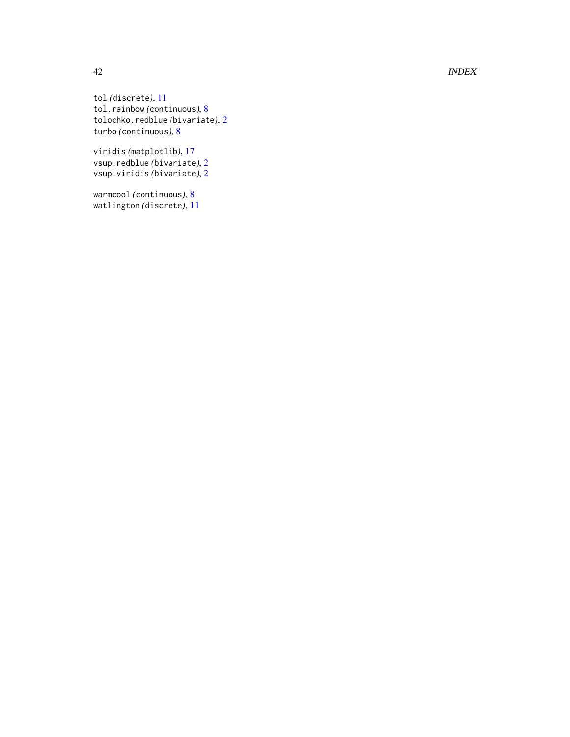tol *(*discrete*)*, 11
tol.rainbow *(*continuous*)*, 8
tolochko.redblue *(*bivariate*)*, 2
turbo *(*continuous*)*, 8

viridis *(*matplotlib*)*, 17
vsup.redblue *(*bivariate*)*, 2
vsup.viridis *(*bivariate*)*, 2

warmcool *(*continuous*)*, 8
watlington *(*discrete*)*, 11